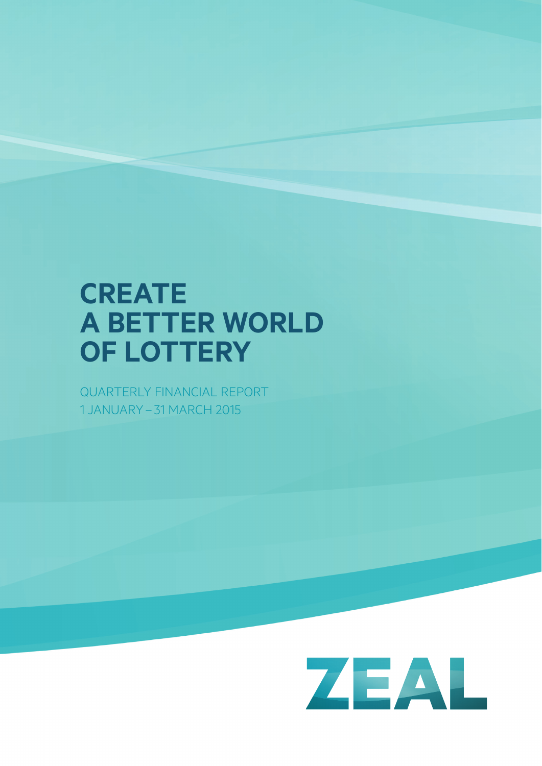# CREATE A BETTER WORLD OF LOTTERY

QUARTERLY FINANCIAL REPORT
1 JANUARY – 31 MARCH 2015

ZEAL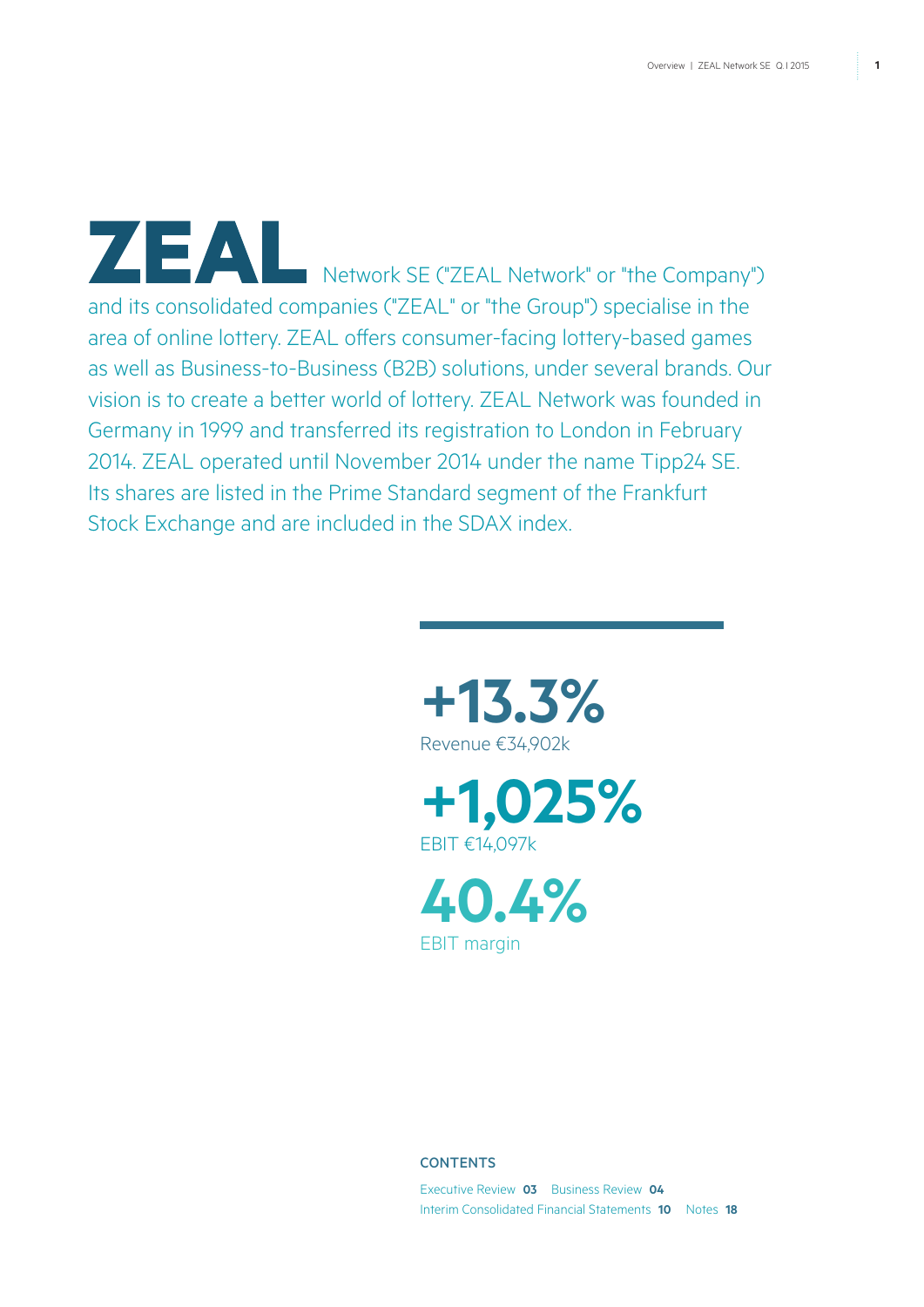**ZEAL** Network SE ("ZEAL Network" or "the Company") and its consolidated companies ("ZEAL" or "the Group") specialise in the area of online lottery. ZEAL offers consumer-facing lottery-based games as well as Business-to-Business (B2B) solutions, under several brands. Our vision is to create a better world of lottery. ZEAL Network was founded in Germany in 1999 and transferred its registration to London in February 2014. ZEAL operated until November 2014 under the name Tipp24 SE. Its shares are listed in the Prime Standard segment of the Frankfurt Stock Exchange and are included in the SDAX index.

**+13.3%**
Revenue €34,902k

**+1,025%**
EBIT €14,097k

**40.4%**
EBIT margin

**CONTENTS**

Executive Review **03** Business Review **04**
Interim Consolidated Financial Statements **10** Notes **18**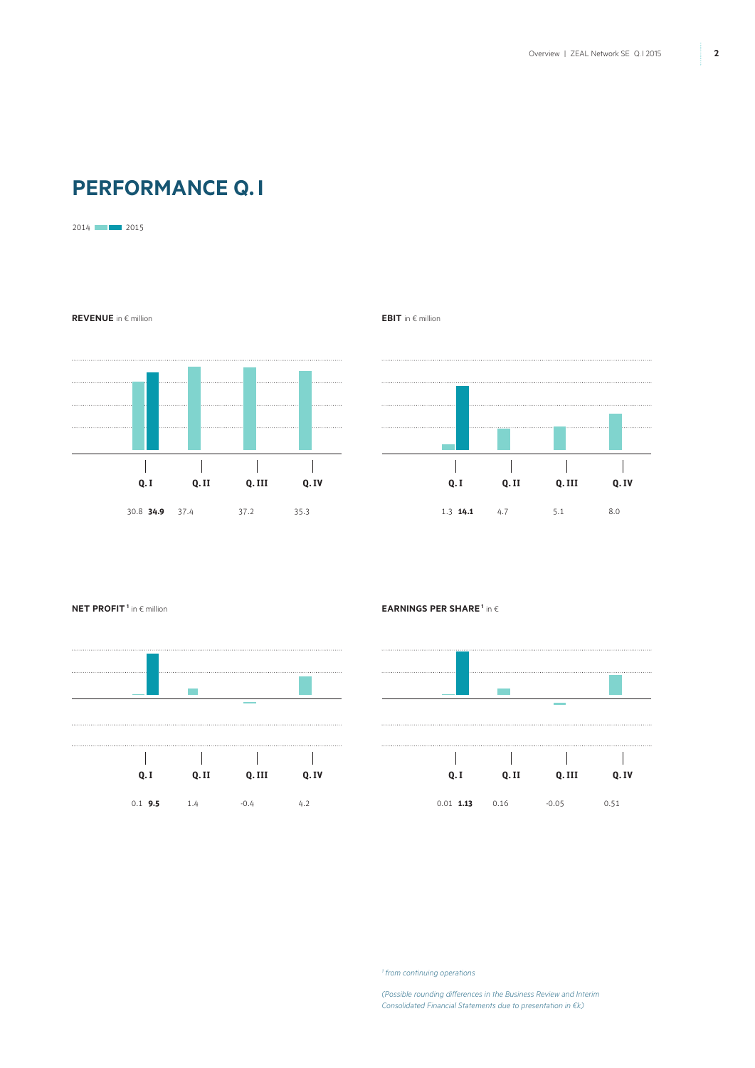# PERFORMANCE Q. I

2014 ■ ■ 2015

**REVENUE** in € million

| | Q. I | Q. II | Q. III | Q. IV |
|---|---|---|---|---|
| 2014 | 30.8 | 37.4 | 37.2 | 35.3 |
| 2015 | **34.9** | | | |

**EBIT** in € million

| | Q. I | Q. II | Q. III | Q. IV |
|---|---|---|---|---|
| 2014 | 1.3 | 4.7 | 5.1 | 8.0 |
| 2015 | **14.1** | | | |

**NET PROFIT**[1] in € million

| | Q. I | Q. II | Q. III | Q. IV |
|---|---|---|---|---|
| 2014 | 0.1 | 1.4 | -0.4 | 4.2 |
| 2015 | **9.5** | | | |

**EARNINGS PER SHARE**[1] in €

| | Q. I | Q. II | Q. III | Q. IV |
|---|---|---|---|---|
| 2014 | 0.01 | 0.16 | -0.05 | 0.51 |
| 2015 | **1.13** | | | |

*[1] from continuing operations*

*(Possible rounding differences in the Business Review and Interim Consolidated Financial Statements due to presentation in €k)*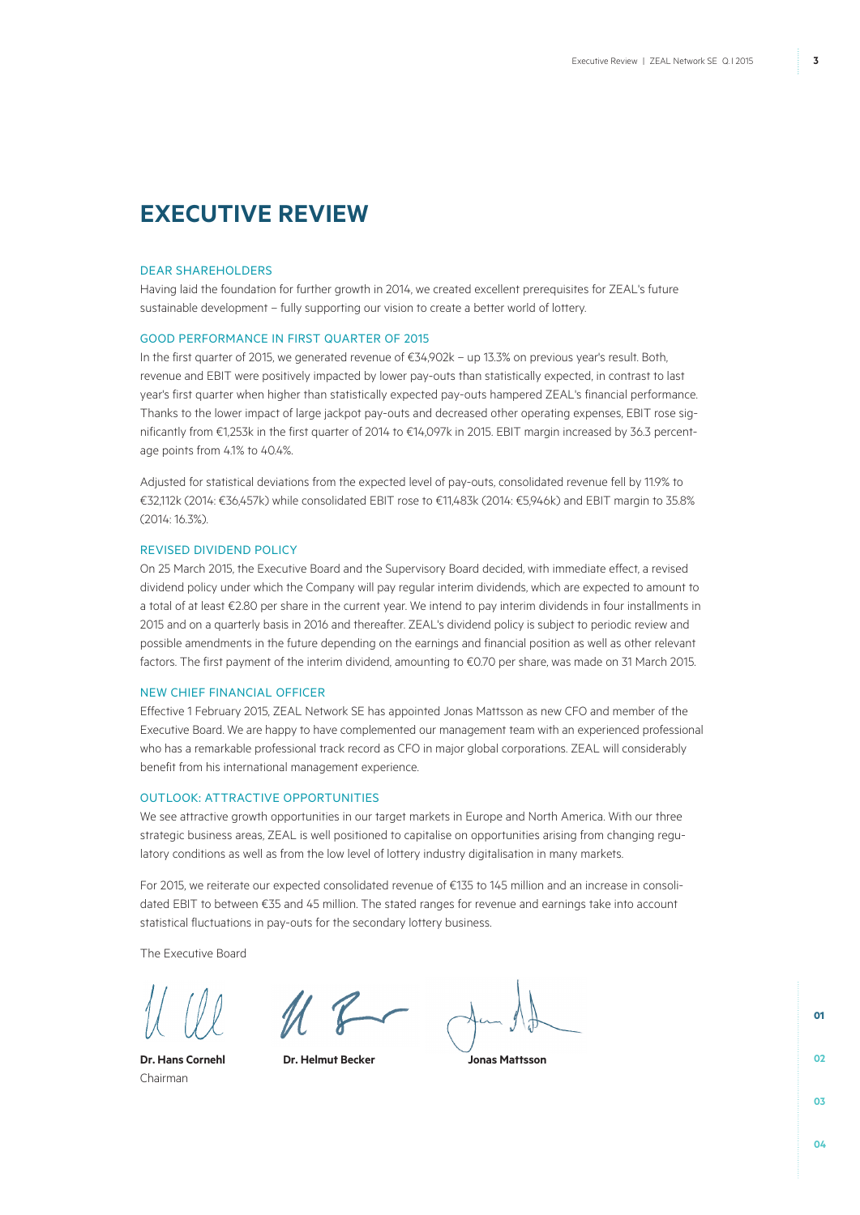# EXECUTIVE REVIEW

## DEAR SHAREHOLDERS

Having laid the foundation for further growth in 2014, we created excellent prerequisites for ZEAL's future sustainable development – fully supporting our vision to create a better world of lottery.

## GOOD PERFORMANCE IN FIRST QUARTER OF 2015

In the first quarter of 2015, we generated revenue of €34,902k – up 13.3% on previous year's result. Both, revenue and EBIT were positively impacted by lower pay-outs than statistically expected, in contrast to last year's first quarter when higher than statistically expected pay-outs hampered ZEAL's financial performance. Thanks to the lower impact of large jackpot pay-outs and decreased other operating expenses, EBIT rose significantly from €1,253k in the first quarter of 2014 to €14,097k in 2015. EBIT margin increased by 36.3 percentage points from 4.1% to 40.4%.

Adjusted for statistical deviations from the expected level of pay-outs, consolidated revenue fell by 11.9% to €32,112k (2014: €36,457k) while consolidated EBIT rose to €11,483k (2014: €5,946k) and EBIT margin to 35.8% (2014: 16.3%).

## REVISED DIVIDEND POLICY

On 25 March 2015, the Executive Board and the Supervisory Board decided, with immediate effect, a revised dividend policy under which the Company will pay regular interim dividends, which are expected to amount to a total of at least €2.80 per share in the current year. We intend to pay interim dividends in four installments in 2015 and on a quarterly basis in 2016 and thereafter. ZEAL's dividend policy is subject to periodic review and possible amendments in the future depending on the earnings and financial position as well as other relevant factors. The first payment of the interim dividend, amounting to €0.70 per share, was made on 31 March 2015.

## NEW CHIEF FINANCIAL OFFICER

Effective 1 February 2015, ZEAL Network SE has appointed Jonas Mattsson as new CFO and member of the Executive Board. We are happy to have complemented our management team with an experienced professional who has a remarkable professional track record as CFO in major global corporations. ZEAL will considerably benefit from his international management experience.

## OUTLOOK: ATTRACTIVE OPPORTUNITIES

We see attractive growth opportunities in our target markets in Europe and North America. With our three strategic business areas, ZEAL is well positioned to capitalise on opportunities arising from changing regulatory conditions as well as from the low level of lottery industry digitalisation in many markets.

For 2015, we reiterate our expected consolidated revenue of €135 to 145 million and an increase in consolidated EBIT to between €35 and 45 million. The stated ranges for revenue and earnings take into account statistical fluctuations in pay-outs for the secondary lottery business.

The Executive Board

**Dr. Hans Cornehl**
Chairman

**Dr. Helmut Becker**

**Jonas Mattsson**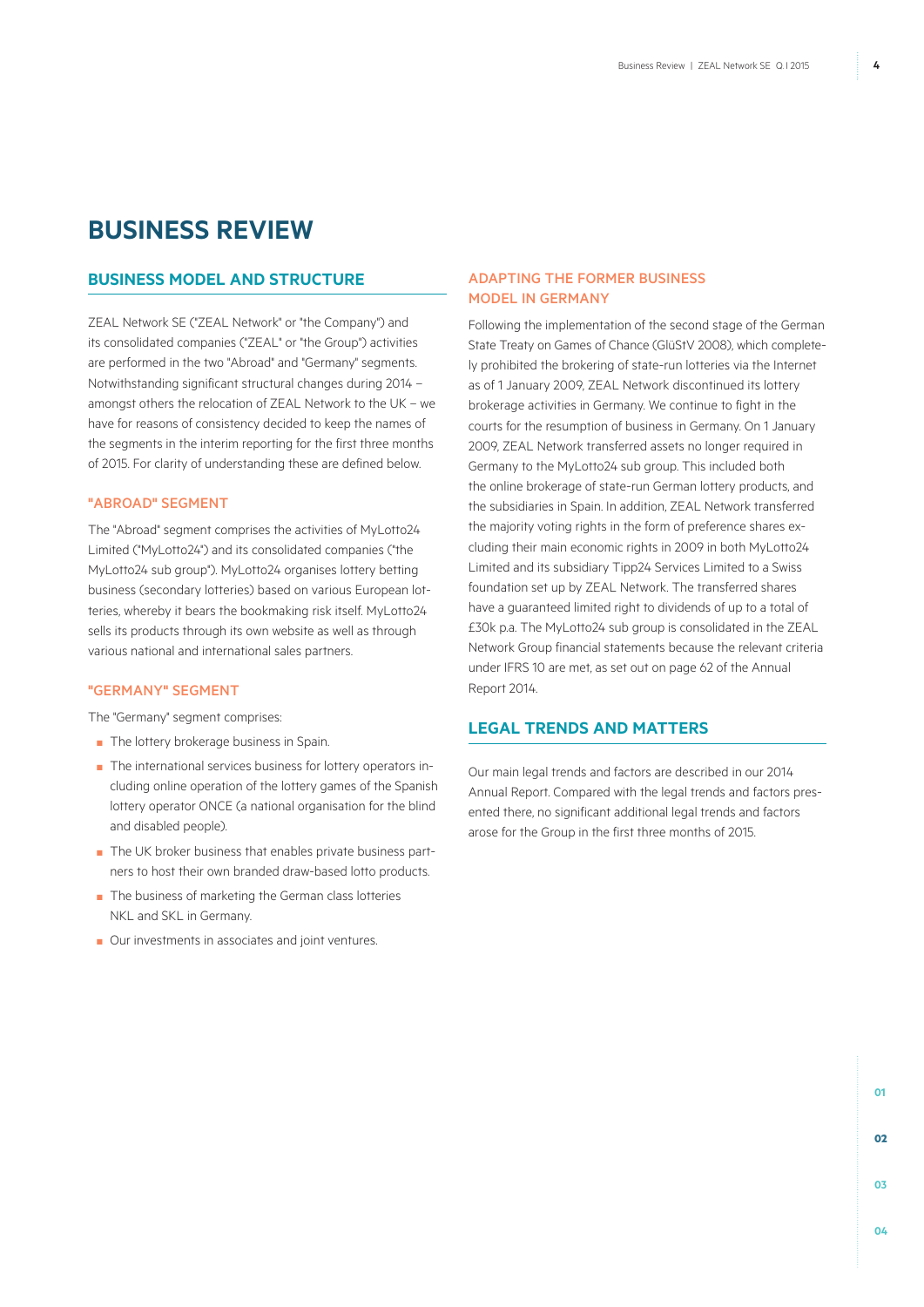# BUSINESS REVIEW

## BUSINESS MODEL AND STRUCTURE

ZEAL Network SE ("ZEAL Network" or "the Company") and its consolidated companies ("ZEAL" or "the Group") activities are performed in the two "Abroad" and "Germany" segments. Notwithstanding significant structural changes during 2014 – amongst others the relocation of ZEAL Network to the UK – we have for reasons of consistency decided to keep the names of the segments in the interim reporting for the first three months of 2015. For clarity of understanding these are defined below.

### "ABROAD" SEGMENT

The "Abroad" segment comprises the activities of MyLotto24 Limited ("MyLotto24") and its consolidated companies ("the MyLotto24 sub group"). MyLotto24 organises lottery betting business (secondary lotteries) based on various European lotteries, whereby it bears the bookmaking risk itself. MyLotto24 sells its products through its own website as well as through various national and international sales partners.

### "GERMANY" SEGMENT

The "Germany" segment comprises:

- The lottery brokerage business in Spain.
- The international services business for lottery operators including online operation of the lottery games of the Spanish lottery operator ONCE (a national organisation for the blind and disabled people).
- The UK broker business that enables private business partners to host their own branded draw-based lotto products.
- The business of marketing the German class lotteries NKL and SKL in Germany.
- Our investments in associates and joint ventures.

### ADAPTING THE FORMER BUSINESS MODEL IN GERMANY

Following the implementation of the second stage of the German State Treaty on Games of Chance (GlüStV 2008), which completely prohibited the brokering of state-run lotteries via the Internet as of 1 January 2009, ZEAL Network discontinued its lottery brokerage activities in Germany. We continue to fight in the courts for the resumption of business in Germany. On 1 January 2009, ZEAL Network transferred assets no longer required in Germany to the MyLotto24 sub group. This included both the online brokerage of state-run German lottery products, and the subsidiaries in Spain. In addition, ZEAL Network transferred the majority voting rights in the form of preference shares excluding their main economic rights in 2009 in both MyLotto24 Limited and its subsidiary Tipp24 Services Limited to a Swiss foundation set up by ZEAL Network. The transferred shares have a guaranteed limited right to dividends of up to a total of £30k p.a. The MyLotto24 sub group is consolidated in the ZEAL Network Group financial statements because the relevant criteria under IFRS 10 are met, as set out on page 62 of the Annual Report 2014.

## LEGAL TRENDS AND MATTERS

Our main legal trends and factors are described in our 2014 Annual Report. Compared with the legal trends and factors presented there, no significant additional legal trends and factors arose for the Group in the first three months of 2015.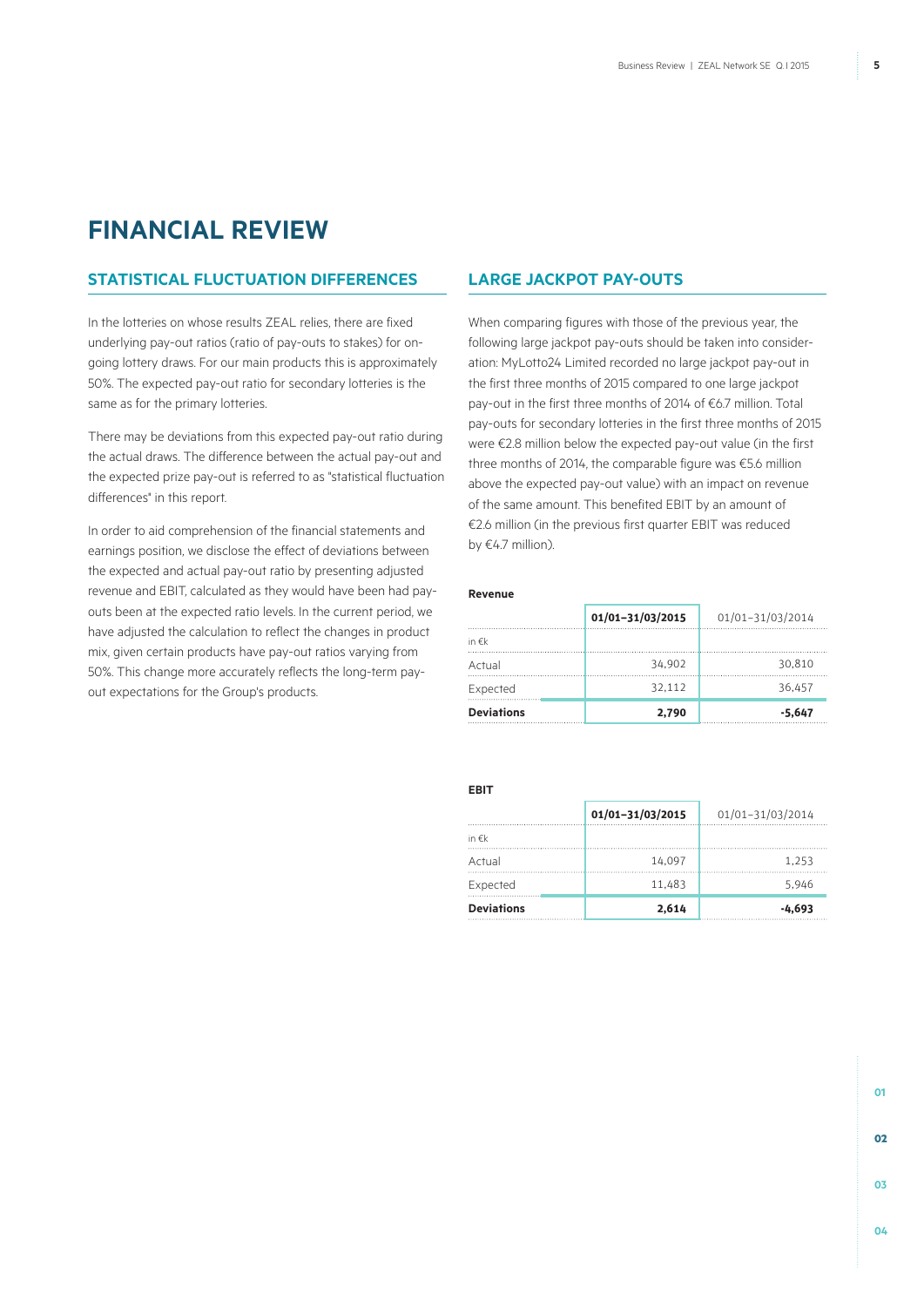# FINANCIAL REVIEW

## STATISTICAL FLUCTUATION DIFFERENCES

In the lotteries on whose results ZEAL relies, there are fixed underlying pay-out ratios (ratio of pay-outs to stakes) for ongoing lottery draws. For our main products this is approximately 50%. The expected pay-out ratio for secondary lotteries is the same as for the primary lotteries.

There may be deviations from this expected pay-out ratio during the actual draws. The difference between the actual pay-out and the expected prize pay-out is referred to as "statistical fluctuation differences" in this report.

In order to aid comprehension of the financial statements and earnings position, we disclose the effect of deviations between the expected and actual pay-out ratio by presenting adjusted revenue and EBIT, calculated as they would have been had pay-outs been at the expected ratio levels. In the current period, we have adjusted the calculation to reflect the changes in product mix, given certain products have pay-out ratios varying from 50%. This change more accurately reflects the long-term pay-out expectations for the Group's products.

## LARGE JACKPOT PAY-OUTS

When comparing figures with those of the previous year, the following large jackpot pay-outs should be taken into consideration: MyLotto24 Limited recorded no large jackpot pay-out in the first three months of 2015 compared to one large jackpot pay-out in the first three months of 2014 of €6.7 million. Total pay-outs for secondary lotteries in the first three months of 2015 were €2.8 million below the expected pay-out value (in the first three months of 2014, the comparable figure was €5.6 million above the expected pay-out value) with an impact on revenue of the same amount. This benefited EBIT by an amount of €2.6 million (in the previous first quarter EBIT was reduced by €4.7 million).

**Revenue**

| | **01/01–31/03/2015** | 01/01–31/03/2014 |
|---|---|---|
| in €k | | |
| Actual | 34,902 | 30,810 |
| Expected | 32,112 | 36,457 |
| **Deviations** | **2,790** | **-5,647** |

**EBIT**

| | **01/01–31/03/2015** | 01/01–31/03/2014 |
|---|---|---|
| in €k | | |
| Actual | 14,097 | 1,253 |
| Expected | 11,483 | 5,946 |
| **Deviations** | **2,614** | **-4,693** |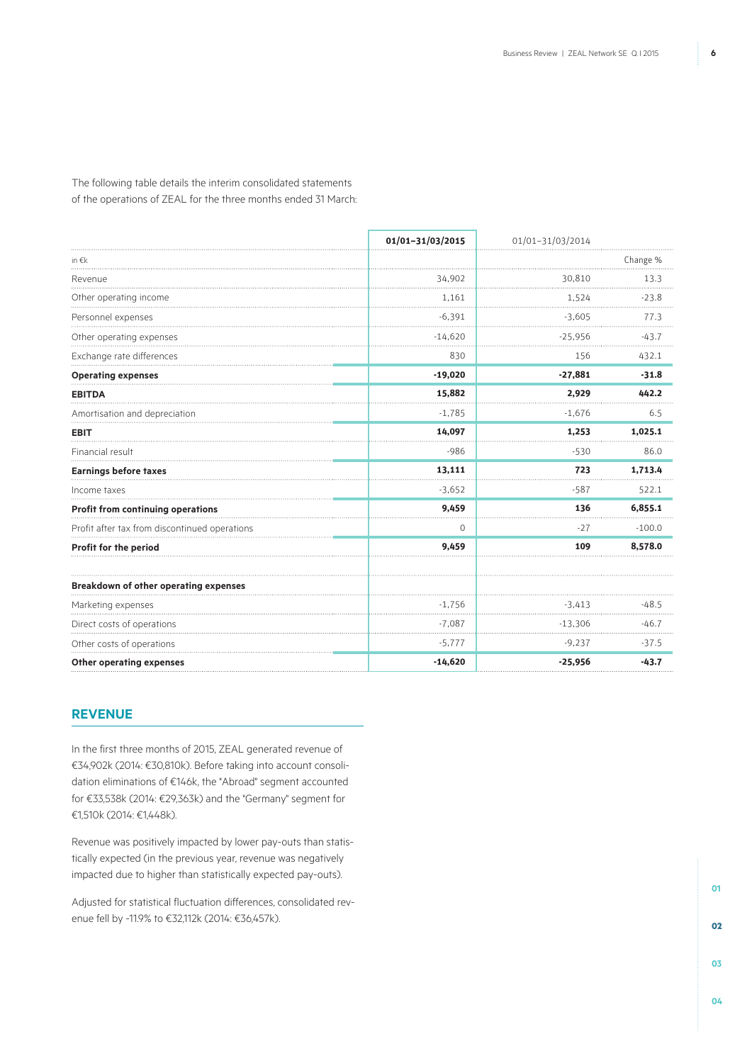The following table details the interim consolidated statements of the operations of ZEAL for the three months ended 31 March:

| in €k | 01/01–31/03/2015 | 01/01–31/03/2014 | Change % |
|---|---|---|---|
| Revenue | 34,902 | 30,810 | 13.3 |
| Other operating income | 1,161 | 1,524 | -23.8 |
| Personnel expenses | -6,391 | -3,605 | 77.3 |
| Other operating expenses | -14,620 | -25,956 | -43.7 |
| Exchange rate differences | 830 | 156 | 432.1 |
| **Operating expenses** | **-19,020** | **-27,881** | **-31.8** |
| **EBITDA** | **15,882** | **2,929** | **442.2** |
| Amortisation and depreciation | -1,785 | -1,676 | 6.5 |
| **EBIT** | **14,097** | **1,253** | **1,025.1** |
| Financial result | -986 | -530 | 86.0 |
| **Earnings before taxes** | **13,111** | **723** | **1,713.4** |
| Income taxes | -3,652 | -587 | 522.1 |
| **Profit from continuing operations** | **9,459** | **136** | **6,855.1** |
| Profit after tax from discontinued operations | 0 | -27 | -100.0 |
| **Profit for the period** | **9,459** | **109** | **8,578.0** |
| | | | |
| **Breakdown of other operating expenses** | | | |
| Marketing expenses | -1,756 | -3,413 | -48.5 |
| Direct costs of operations | -7,087 | -13,306 | -46.7 |
| Other costs of operations | -5,777 | -9,237 | -37.5 |
| **Other operating expenses** | **-14,620** | **-25,956** | **-43.7** |

## REVENUE

In the first three months of 2015, ZEAL generated revenue of €34,902k (2014: €30,810k). Before taking into account consolidation eliminations of €146k, the "Abroad" segment accounted for €33,538k (2014: €29,363k) and the "Germany" segment for €1,510k (2014: €1,448k).

Revenue was positively impacted by lower pay-outs than statistically expected (in the previous year, revenue was negatively impacted due to higher than statistically expected pay-outs).

Adjusted for statistical fluctuation differences, consolidated revenue fell by -11.9% to €32,112k (2014: €36,457k).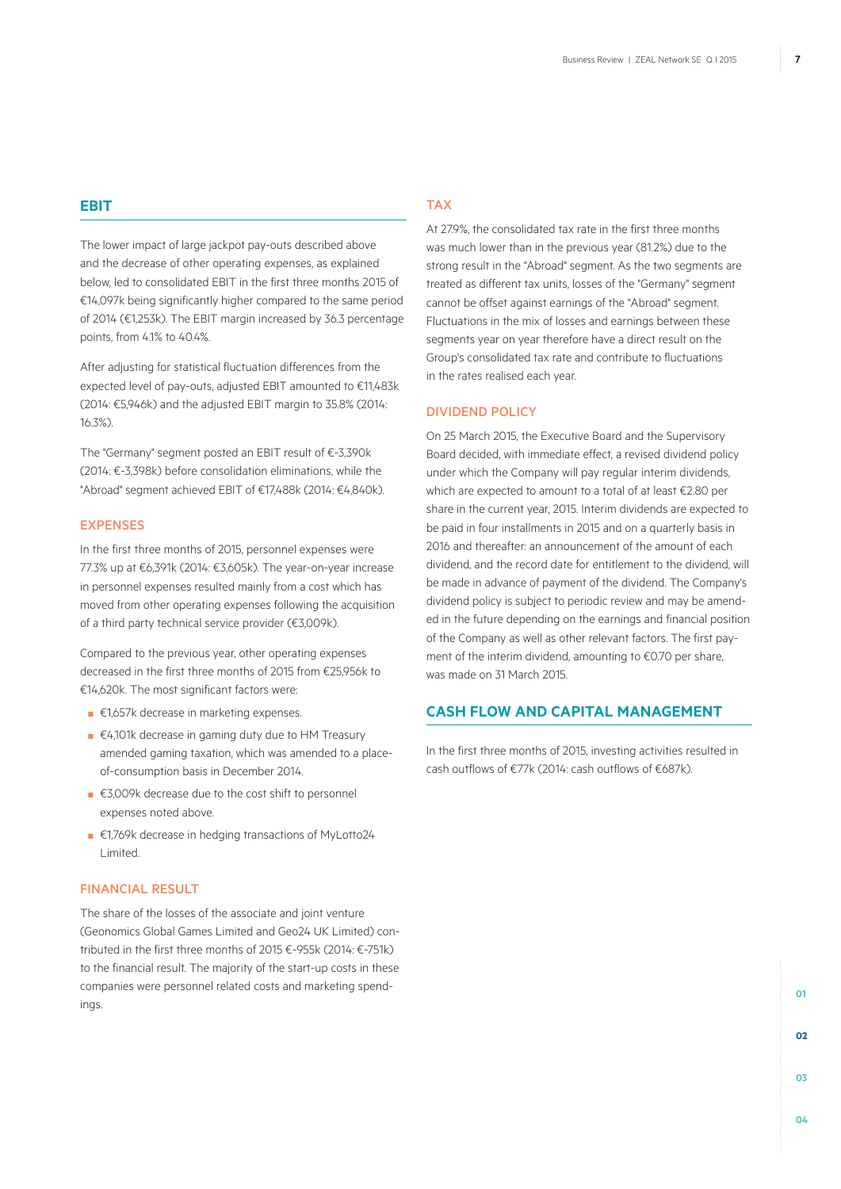## EBIT

The lower impact of large jackpot pay-outs described above and the decrease of other operating expenses, as explained below, led to consolidated EBIT in the first three months 2015 of €14,097k being significantly higher compared to the same period of 2014 (€1,253k). The EBIT margin increased by 36.3 percentage points, from 4.1% to 40.4%.

After adjusting for statistical fluctuation differences from the expected level of pay-outs, adjusted EBIT amounted to €11,483k (2014: €5,946k) and the adjusted EBIT margin to 35.8% (2014: 16.3%).

The "Germany" segment posted an EBIT result of €-3,390k (2014: €-3,398k) before consolidation eliminations, while the "Abroad" segment achieved EBIT of €17,488k (2014: €4,840k).

### EXPENSES

In the first three months of 2015, personnel expenses were 77.3% up at €6,391k (2014: €3,605k). The year-on-year increase in personnel expenses resulted mainly from a cost which has moved from other operating expenses following the acquisition of a third party technical service provider (€3,009k).

Compared to the previous year, other operating expenses decreased in the first three months of 2015 from €25,956k to €14,620k. The most significant factors were:

- €1,657k decrease in marketing expenses.
- €4,101k decrease in gaming duty due to HM Treasury amended gaming taxation, which was amended to a place-of-consumption basis in December 2014.
- €3,009k decrease due to the cost shift to personnel expenses noted above.
- €1,769k decrease in hedging transactions of MyLotto24 Limited.

### FINANCIAL RESULT

The share of the losses of the associate and joint venture (Geonomics Global Games Limited and Geo24 UK Limited) contributed in the first three months of 2015 €-955k (2014: €-751k) to the financial result. The majority of the start-up costs in these companies were personnel related costs and marketing spendings.

### TAX

At 27.9%, the consolidated tax rate in the first three months was much lower than in the previous year (81.2%) due to the strong result in the "Abroad" segment. As the two segments are treated as different tax units, losses of the "Germany" segment cannot be offset against earnings of the "Abroad" segment. Fluctuations in the mix of losses and earnings between these segments year on year therefore have a direct result on the Group's consolidated tax rate and contribute to fluctuations in the rates realised each year.

### DIVIDEND POLICY

On 25 March 2015, the Executive Board and the Supervisory Board decided, with immediate effect, a revised dividend policy under which the Company will pay regular interim dividends, which are expected to amount to a total of at least €2.80 per share in the current year, 2015. Interim dividends are expected to be paid in four installments in 2015 and on a quarterly basis in 2016 and thereafter: an announcement of the amount of each dividend, and the record date for entitlement to the dividend, will be made in advance of payment of the dividend. The Company's dividend policy is subject to periodic review and may be amended in the future depending on the earnings and financial position of the Company as well as other relevant factors. The first payment of the interim dividend, amounting to €0.70 per share, was made on 31 March 2015.

## CASH FLOW AND CAPITAL MANAGEMENT

In the first three months of 2015, investing activities resulted in cash outflows of €77k (2014: cash outflows of €687k).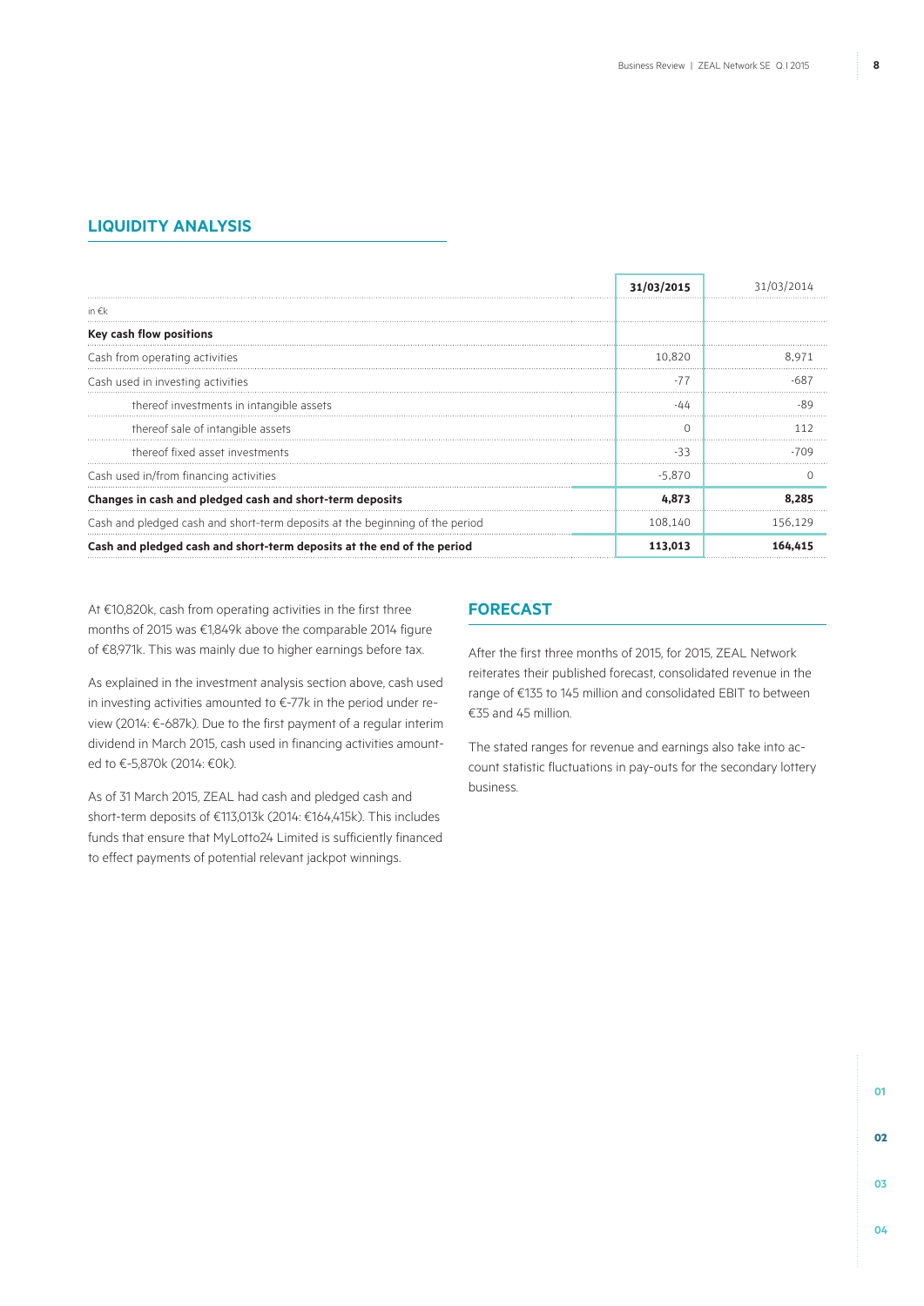## LIQUIDITY ANALYSIS

| | 31/03/2015 | 31/03/2014 |
|---|---|---|
| in €k | | |
| **Key cash flow positions** | | |
| Cash from operating activities | 10,820 | 8,971 |
| Cash used in investing activities | -77 | -687 |
| thereof investments in intangible assets | -44 | -89 |
| thereof sale of intangible assets | 0 | 112 |
| thereof fixed asset investments | -33 | -709 |
| Cash used in/from financing activities | -5,870 | 0 |
| **Changes in cash and pledged cash and short-term deposits** | **4,873** | **8,285** |
| Cash and pledged cash and short-term deposits at the beginning of the period | 108,140 | 156,129 |
| **Cash and pledged cash and short-term deposits at the end of the period** | **113,013** | **164,415** |

At €10,820k, cash from operating activities in the first three months of 2015 was €1,849k above the comparable 2014 figure of €8,971k. This was mainly due to higher earnings before tax.

As explained in the investment analysis section above, cash used in investing activities amounted to €-77k in the period under review (2014: €-687k). Due to the first payment of a regular interim dividend in March 2015, cash used in financing activities amounted to €-5,870k (2014: €0k).

As of 31 March 2015, ZEAL had cash and pledged cash and short-term deposits of €113,013k (2014: €164,415k). This includes funds that ensure that MyLotto24 Limited is sufficiently financed to effect payments of potential relevant jackpot winnings.

## FORECAST

After the first three months of 2015, for 2015, ZEAL Network reiterates their published forecast, consolidated revenue in the range of €135 to 145 million and consolidated EBIT to between €35 and 45 million.

The stated ranges for revenue and earnings also take into account statistic fluctuations in pay-outs for the secondary lottery business.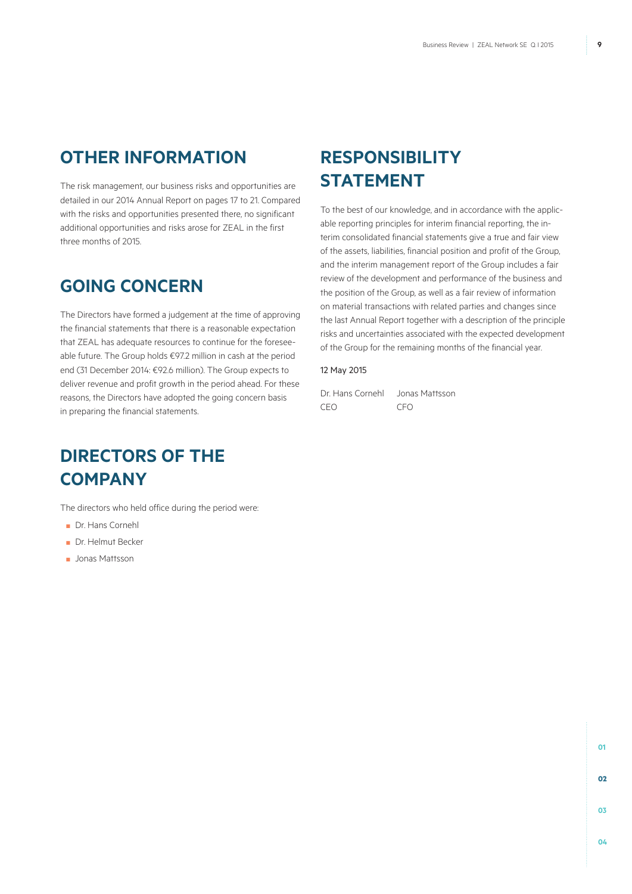## OTHER INFORMATION

The risk management, our business risks and opportunities are detailed in our 2014 Annual Report on pages 17 to 21. Compared with the risks and opportunities presented there, no significant additional opportunities and risks arose for ZEAL in the first three months of 2015.

## GOING CONCERN

The Directors have formed a judgement at the time of approving the financial statements that there is a reasonable expectation that ZEAL has adequate resources to continue for the foreseeable future. The Group holds €97.2 million in cash at the period end (31 December 2014: €92.6 million). The Group expects to deliver revenue and profit growth in the period ahead. For these reasons, the Directors have adopted the going concern basis in preparing the financial statements.

## DIRECTORS OF THE COMPANY

The directors who held office during the period were:

- Dr. Hans Cornehl
- Dr. Helmut Becker
- Jonas Mattsson

## RESPONSIBILITY STATEMENT

To the best of our knowledge, and in accordance with the applicable reporting principles for interim financial reporting, the interim consolidated financial statements give a true and fair view of the assets, liabilities, financial position and profit of the Group, and the interim management report of the Group includes a fair review of the development and performance of the business and the position of the Group, as well as a fair review of information on material transactions with related parties and changes since the last Annual Report together with a description of the principle risks and uncertainties associated with the expected development of the Group for the remaining months of the financial year.

12 May 2015

Dr. Hans Cornehl
CEO

Jonas Mattsson
CFO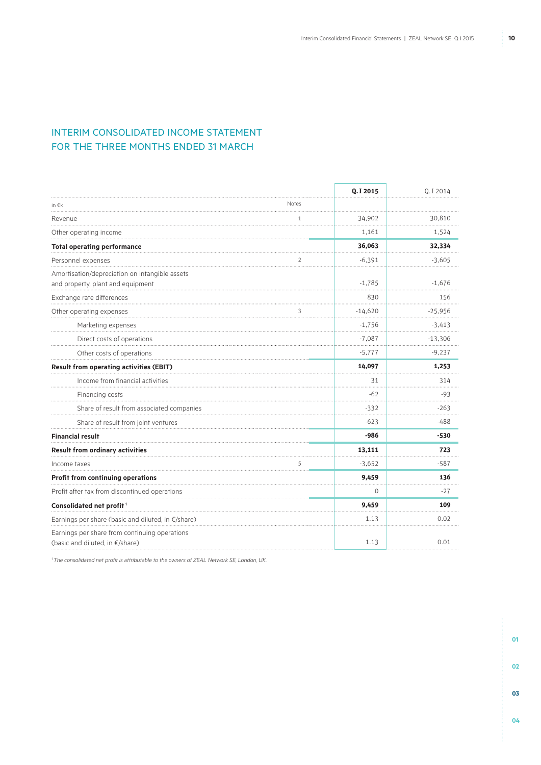# INTERIM CONSOLIDATED INCOME STATEMENT FOR THE THREE MONTHS ENDED 31 MARCH

| in €k | Notes | **Q.I 2015** | Q.I 2014 |
|---|---|---|---|
| Revenue | 1 | 34,902 | 30,810 |
| Other operating income | | 1,161 | 1,524 |
| **Total operating performance** | | **36,063** | **32,334** |
| Personnel expenses | 2 | -6,391 | -3,605 |
| Amortisation/depreciation on intangible assets and property, plant and equipment | | -1,785 | -1,676 |
| Exchange rate differences | | 830 | 156 |
| Other operating expenses | 3 | -14,620 | -25,956 |
| Marketing expenses | | -1,756 | -3,413 |
| Direct costs of operations | | -7,087 | -13,306 |
| Other costs of operations | | -5,777 | -9,237 |
| **Result from operating activities (EBIT)** | | **14,097** | **1,253** |
| Income from financial activities | | 31 | 314 |
| Financing costs | | -62 | -93 |
| Share of result from associated companies | | -332 | -263 |
| Share of result from joint ventures | | -623 | -488 |
| **Financial result** | | **-986** | **-530** |
| **Result from ordinary activities** | | **13,111** | **723** |
| Income taxes | 5 | -3,652 | -587 |
| **Profit from continuing operations** | | **9,459** | **136** |
| Profit after tax from discontinued operations | | 0 | -27 |
| **Consolidated net profit**[1] | | **9,459** | **109** |
| Earnings per share (basic and diluted, in €/share) | | 1.13 | 0.02 |
| Earnings per share from continuing operations (basic and diluted, in €/share) | | 1.13 | 0.01 |

[1] *The consolidated net profit is attributable to the owners of ZEAL Network SE, London, UK.*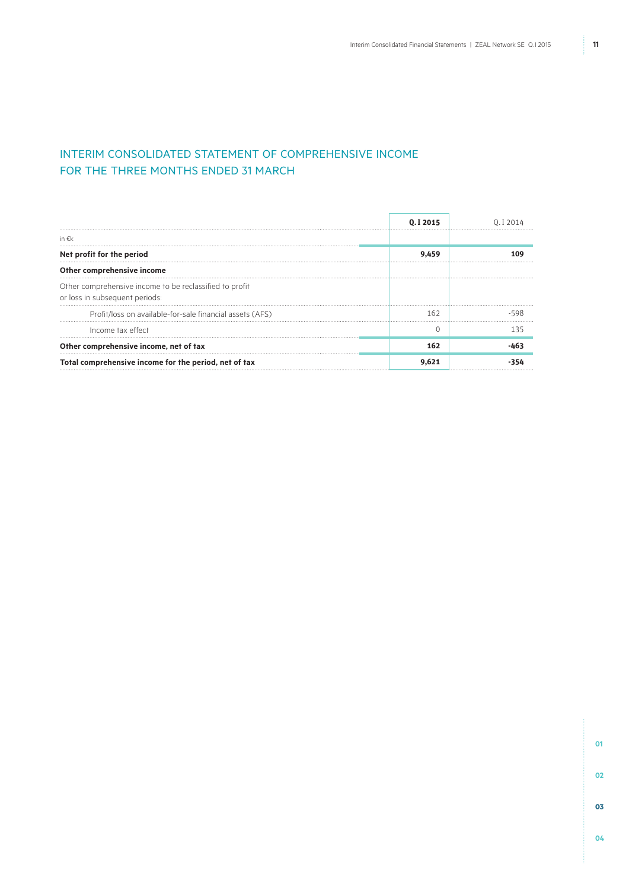# INTERIM CONSOLIDATED STATEMENT OF COMPREHENSIVE INCOME FOR THE THREE MONTHS ENDED 31 MARCH

| in €k | **Q.I 2015** | Q.I 2014 |
|---|---|---|
| **Net profit for the period** | **9,459** | **109** |
| **Other comprehensive income** | | |
| Other comprehensive income to be reclassified to profit or loss in subsequent periods: | | |
| Profit/loss on available-for-sale financial assets (AFS) | 162 | -598 |
| Income tax effect | 0 | 135 |
| **Other comprehensive income, net of tax** | **162** | **-463** |
| **Total comprehensive income for the period, net of tax** | **9,621** | **-354** |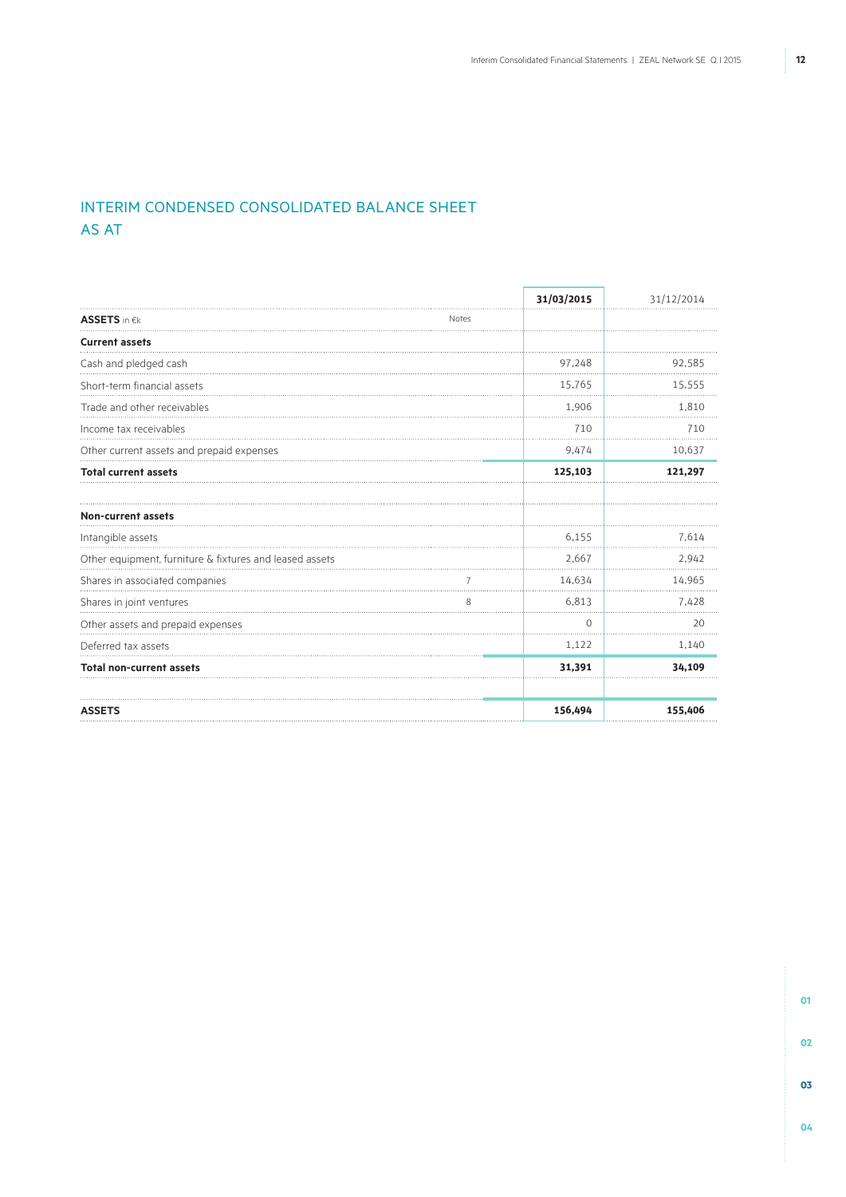## INTERIM CONDENSED CONSOLIDATED BALANCE SHEET AS AT

| ASSETS in €k | Notes | 31/03/2015 | 31/12/2014 |
|---|---|---|---|
| **Current assets** | | | |
| Cash and pledged cash | | 97,248 | 92,585 |
| Short-term financial assets | | 15,765 | 15,555 |
| Trade and other receivables | | 1,906 | 1,810 |
| Income tax receivables | | 710 | 710 |
| Other current assets and prepaid expenses | | 9,474 | 10,637 |
| **Total current assets** | | **125,103** | **121,297** |
| | | | |
| **Non-current assets** | | | |
| Intangible assets | | 6,155 | 7,614 |
| Other equipment, furniture & fixtures and leased assets | | 2,667 | 2,942 |
| Shares in associated companies | 7 | 14,634 | 14,965 |
| Shares in joint ventures | 8 | 6,813 | 7,428 |
| Other assets and prepaid expenses | | 0 | 20 |
| Deferred tax assets | | 1,122 | 1,140 |
| **Total non-current assets** | | **31,391** | **34,109** |
| | | | |
| **ASSETS** | | **156,494** | **155,406** |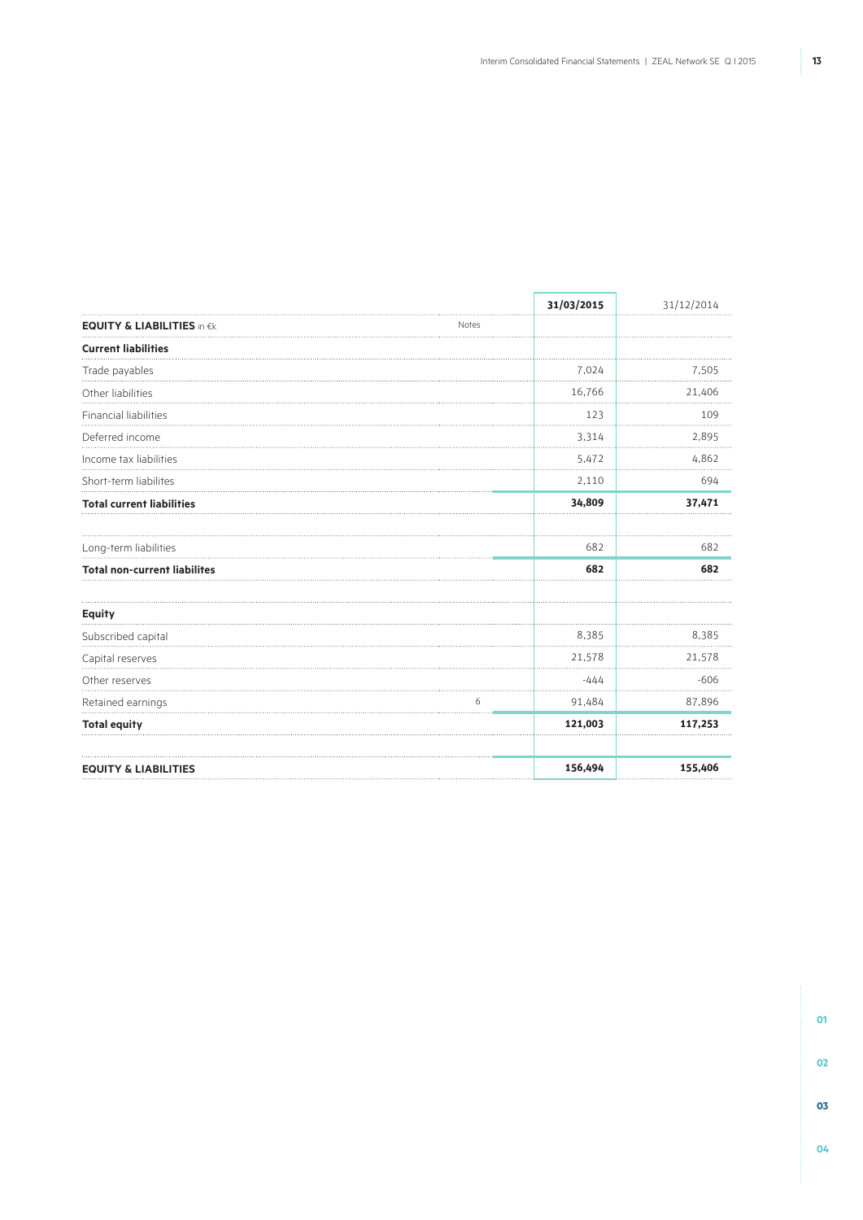| EQUITY & LIABILITIES in €k | Notes | 31/03/2015 | 31/12/2014 |
|---|---|---|---|
| **Current liabilities** | | | |
| Trade payables | | 7,024 | 7,505 |
| Other liabilities | | 16,766 | 21,406 |
| Financial liabilities | | 123 | 109 |
| Deferred income | | 3,314 | 2,895 |
| Income tax liabilities | | 5,472 | 4,862 |
| Short-term liabilites | | 2,110 | 694 |
| **Total current liabilities** | | **34,809** | **37,471** |
| | | | |
| Long-term liabilities | | 682 | 682 |
| **Total non-current liabilites** | | **682** | **682** |
| | | | |
| **Equity** | | | |
| Subscribed capital | | 8,385 | 8,385 |
| Capital reserves | | 21,578 | 21,578 |
| Other reserves | | -444 | -606 |
| Retained earnings | 6 | 91,484 | 87,896 |
| **Total equity** | | **121,003** | **117,253** |
| | | | |
| **EQUITY & LIABILITIES** | | **156,494** | **155,406** |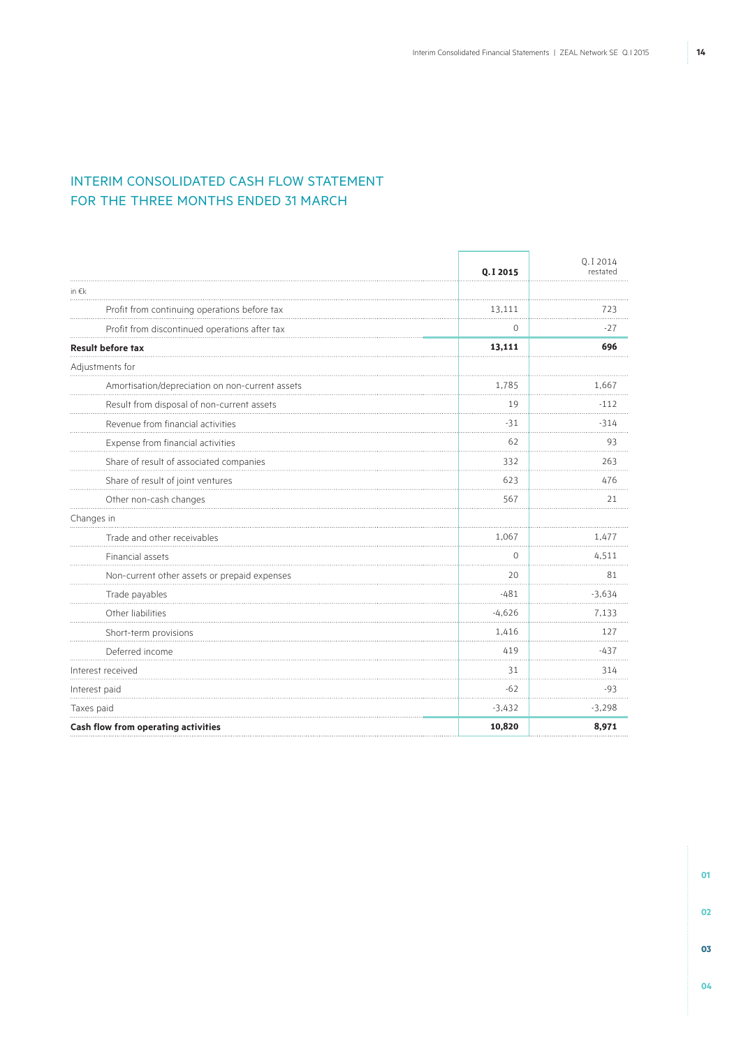## INTERIM CONSOLIDATED CASH FLOW STATEMENT FOR THE THREE MONTHS ENDED 31 MARCH

| | **Q.I 2015** | Q.I 2014 restated |
|---|---|---|
| in €k | | |
| Profit from continuing operations before tax | 13,111 | 723 |
| Profit from discontinued operations after tax | 0 | -27 |
| **Result before tax** | **13,111** | **696** |
| Adjustments for | | |
| Amortisation/depreciation on non-current assets | 1,785 | 1,667 |
| Result from disposal of non-current assets | 19 | -112 |
| Revenue from financial activities | -31 | -314 |
| Expense from financial activities | 62 | 93 |
| Share of result of associated companies | 332 | 263 |
| Share of result of joint ventures | 623 | 476 |
| Other non-cash changes | 567 | 21 |
| Changes in | | |
| Trade and other receivables | 1,067 | 1,477 |
| Financial assets | 0 | 4,511 |
| Non-current other assets or prepaid expenses | 20 | 81 |
| Trade payables | -481 | -3,634 |
| Other liabilities | -4,626 | 7,133 |
| Short-term provisions | 1,416 | 127 |
| Deferred income | 419 | -437 |
| Interest received | 31 | 314 |
| Interest paid | -62 | -93 |
| Taxes paid | -3,432 | -3,298 |
| **Cash flow from operating activities** | **10,820** | **8,971** |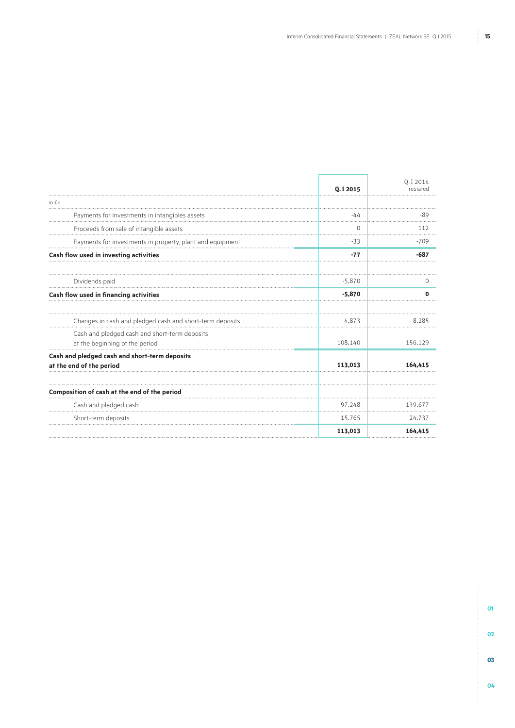| in €k | Q.I 2015 | Q.I 2014 restated |
|---|---|---|
| Payments for investments in intangibles assets | -44 | -89 |
| Proceeds from sale of intangible assets | 0 | 112 |
| Payments for investments in property, plant and equipment | -33 | -709 |
| **Cash flow used in investing activities** | **-77** | **-687** |
| | | |
| Dividends paid | -5,870 | 0 |
| **Cash flow used in financing activities** | **-5,870** | **0** |
| | | |
| Changes in cash and pledged cash and short-term deposits | 4,873 | 8,285 |
| Cash and pledged cash and short-term deposits at the beginning of the period | 108,140 | 156,129 |
| **Cash and pledged cash and short-term deposits at the end of the period** | **113,013** | **164,415** |
| | | |
| **Composition of cash at the end of the period** | | |
| Cash and pledged cash | 97,248 | 139,677 |
| Short-term deposits | 15,765 | 24,737 |
| | **113,013** | **164,415** |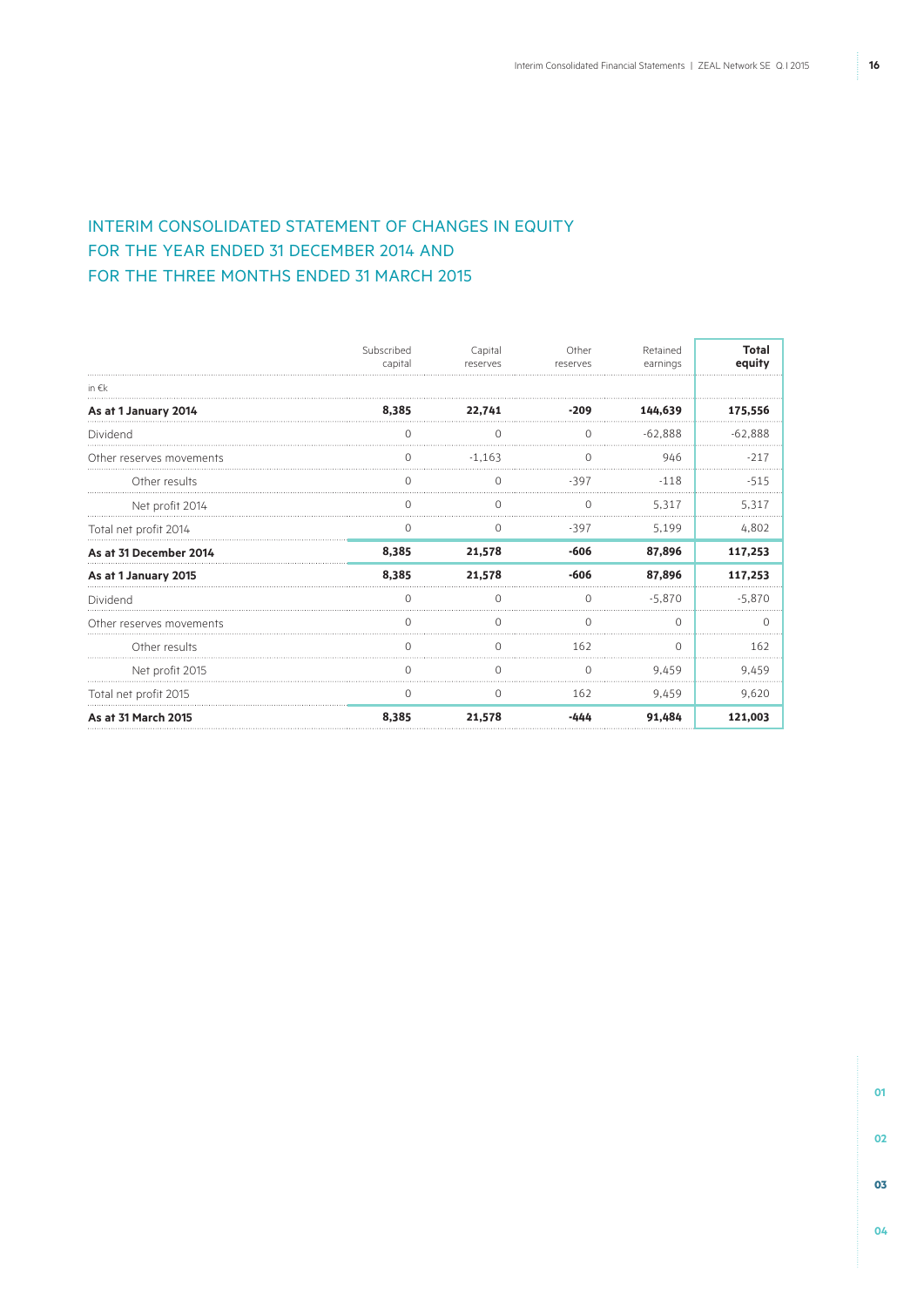# INTERIM CONSOLIDATED STATEMENT OF CHANGES IN EQUITY FOR THE YEAR ENDED 31 DECEMBER 2014 AND FOR THE THREE MONTHS ENDED 31 MARCH 2015

| | Subscribed capital | Capital reserves | Other reserves | Retained earnings | **Total equity** |
|---|---|---|---|---|---|
| in €k | | | | | |
| **As at 1 January 2014** | **8,385** | **22,741** | **-209** | **144,639** | **175,556** |
| Dividend | 0 | 0 | 0 | -62,888 | -62,888 |
| Other reserves movements | 0 | -1,163 | 0 | 946 | -217 |
| Other results | 0 | 0 | -397 | -118 | -515 |
| Net profit 2014 | 0 | 0 | 0 | 5,317 | 5,317 |
| Total net profit 2014 | 0 | 0 | -397 | 5,199 | 4,802 |
| **As at 31 December 2014** | **8,385** | **21,578** | **-606** | **87,896** | **117,253** |
| **As at 1 January 2015** | **8,385** | **21,578** | **-606** | **87,896** | **117,253** |
| Dividend | 0 | 0 | 0 | -5,870 | -5,870 |
| Other reserves movements | 0 | 0 | 0 | 0 | 0 |
| Other results | 0 | 0 | 162 | 0 | 162 |
| Net profit 2015 | 0 | 0 | 0 | 9,459 | 9,459 |
| Total net profit 2015 | 0 | 0 | 162 | 9,459 | 9,620 |
| **As at 31 March 2015** | **8,385** | **21,578** | **-444** | **91,484** | **121,003** |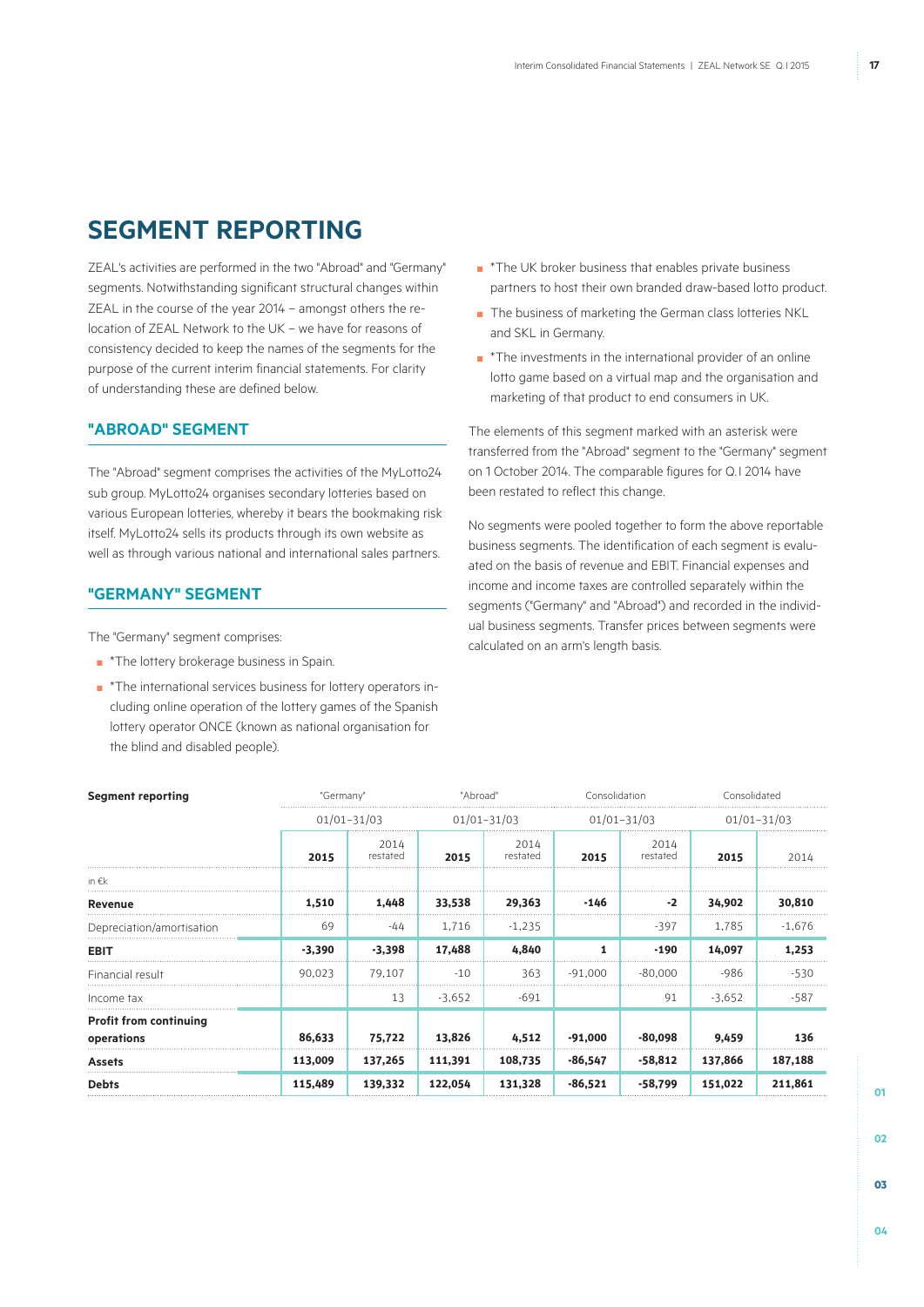# SEGMENT REPORTING

ZEAL's activities are performed in the two "Abroad" and "Germany" segments. Notwithstanding significant structural changes within ZEAL in the course of the year 2014 – amongst others the relocation of ZEAL Network to the UK – we have for reasons of consistency decided to keep the names of the segments for the purpose of the current interim financial statements. For clarity of understanding these are defined below.

## "ABROAD" SEGMENT

The "Abroad" segment comprises the activities of the MyLotto24 sub group. MyLotto24 organises secondary lotteries based on various European lotteries, whereby it bears the bookmaking risk itself. MyLotto24 sells its products through its own website as well as through various national and international sales partners.

## "GERMANY" SEGMENT

The "Germany" segment comprises:

- *The lottery brokerage business in Spain.
- *The international services business for lottery operators including online operation of the lottery games of the Spanish lottery operator ONCE (known as national organisation for the blind and disabled people).
- *The UK broker business that enables private business partners to host their own branded draw-based lotto product.
- The business of marketing the German class lotteries NKL and SKL in Germany.
- *The investments in the international provider of an online lotto game based on a virtual map and the organisation and marketing of that product to end consumers in UK.

The elements of this segment marked with an asterisk were transferred from the "Abroad" segment to the "Germany" segment on 1 October 2014. The comparable figures for Q.I 2014 have been restated to reflect this change.

No segments were pooled together to form the above reportable business segments. The identification of each segment is evaluated on the basis of revenue and EBIT. Financial expenses and income and income taxes are controlled separately within the segments ("Germany" and "Abroad") and recorded in the individual business segments. Transfer prices between segments were calculated on an arm's length basis.

| Segment reporting | "Germany" | | "Abroad" | | Consolidation | | Consolidated | |
|---|---|---|---|---|---|---|---|---|
| | 01/01–31/03 | | 01/01–31/03 | | 01/01–31/03 | | 01/01–31/03 | |
| | **2015** | 2014 restated | **2015** | 2014 restated | **2015** | 2014 restated | **2015** | 2014 |
| in €k | | | | | | | | |
| **Revenue** | **1,510** | **1,448** | **33,538** | **29,363** | **-146** | **-2** | **34,902** | **30,810** |
| Depreciation/amortisation | 69 | -44 | 1,716 | -1,235 | | -397 | 1,785 | -1,676 |
| **EBIT** | **-3,390** | **-3,398** | **17,488** | **4,840** | **1** | **-190** | **14,097** | **1,253** |
| Financial result | 90,023 | 79,107 | -10 | 363 | -91,000 | -80,000 | -986 | -530 |
| Income tax | | 13 | -3,652 | -691 | | 91 | -3,652 | -587 |
| **Profit from continuing operations** | **86,633** | **75,722** | **13,826** | **4,512** | **-91,000** | **-80,098** | **9,459** | **136** |
| **Assets** | **113,009** | **137,265** | **111,391** | **108,735** | **-86,547** | **-58,812** | **137,866** | **187,188** |
| **Debts** | **115,489** | **139,332** | **122,054** | **131,328** | **-86,521** | **-58,799** | **151,022** | **211,861** |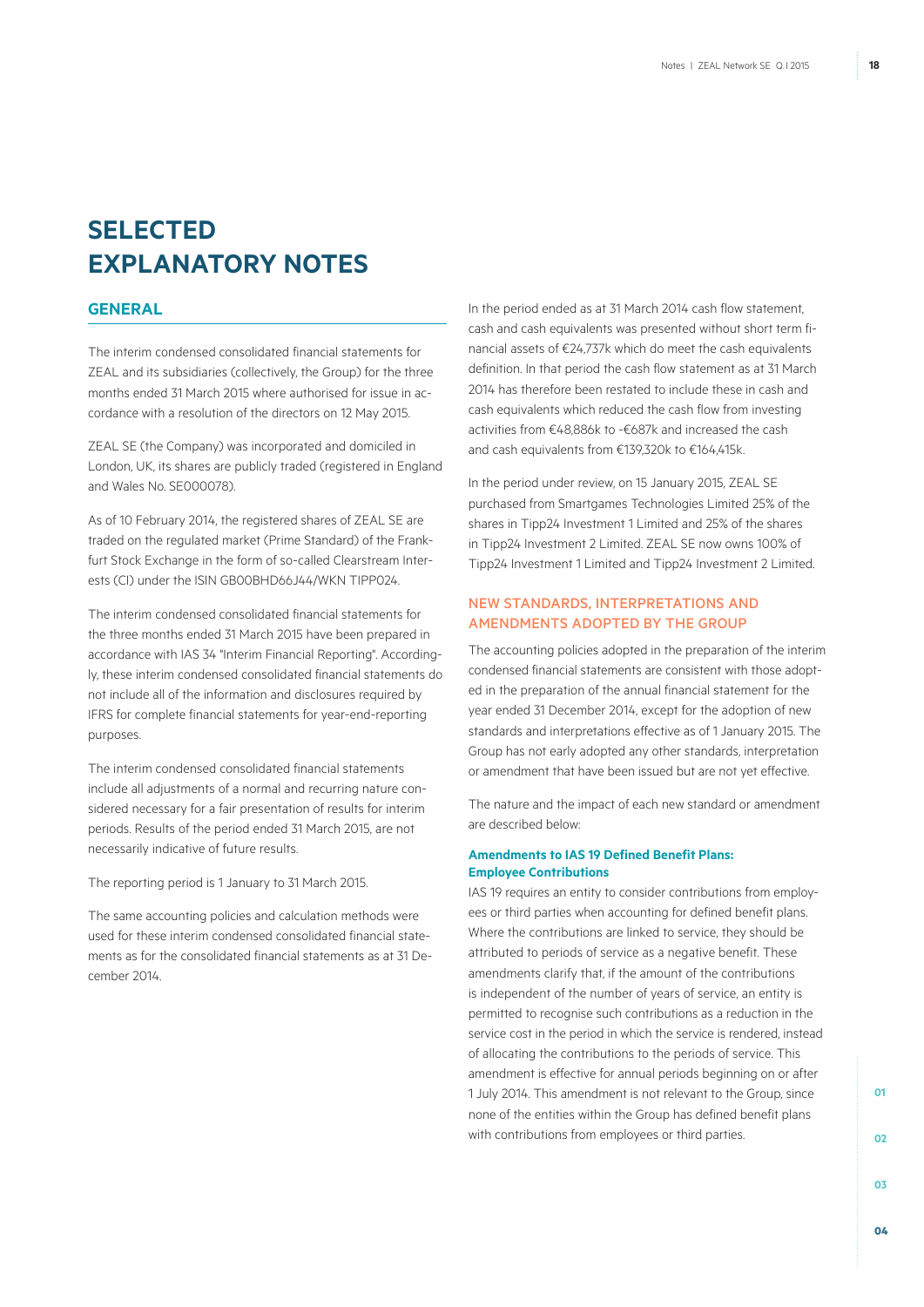# SELECTED EXPLANATORY NOTES

## GENERAL

The interim condensed consolidated financial statements for ZEAL and its subsidiaries (collectively, the Group) for the three months ended 31 March 2015 where authorised for issue in accordance with a resolution of the directors on 12 May 2015.

ZEAL SE (the Company) was incorporated and domiciled in London, UK, its shares are publicly traded (registered in England and Wales No. SE000078).

As of 10 February 2014, the registered shares of ZEAL SE are traded on the regulated market (Prime Standard) of the Frankfurt Stock Exchange in the form of so-called Clearstream Interests (CI) under the ISIN GB00BHD66J44/WKN TIPP024.

The interim condensed consolidated financial statements for the three months ended 31 March 2015 have been prepared in accordance with IAS 34 "Interim Financial Reporting". Accordingly, these interim condensed consolidated financial statements do not include all of the information and disclosures required by IFRS for complete financial statements for year-end-reporting purposes.

The interim condensed consolidated financial statements include all adjustments of a normal and recurring nature considered necessary for a fair presentation of results for interim periods. Results of the period ended 31 March 2015, are not necessarily indicative of future results.

The reporting period is 1 January to 31 March 2015.

The same accounting policies and calculation methods were used for these interim condensed consolidated financial statements as for the consolidated financial statements as at 31 December 2014.

In the period ended as at 31 March 2014 cash flow statement, cash and cash equivalents was presented without short term financial assets of €24,737k which do meet the cash equivalents definition. In that period the cash flow statement as at 31 March 2014 has therefore been restated to include these in cash and cash equivalents which reduced the cash flow from investing activities from €48,886k to -€687k and increased the cash and cash equivalents from €139,320k to €164,415k.

In the period under review, on 15 January 2015, ZEAL SE purchased from Smartgames Technologies Limited 25% of the shares in Tipp24 Investment 1 Limited and 25% of the shares in Tipp24 Investment 2 Limited. ZEAL SE now owns 100% of Tipp24 Investment 1 Limited and Tipp24 Investment 2 Limited.

## NEW STANDARDS, INTERPRETATIONS AND AMENDMENTS ADOPTED BY THE GROUP

The accounting policies adopted in the preparation of the interim condensed financial statements are consistent with those adopted in the preparation of the annual financial statement for the year ended 31 December 2014, except for the adoption of new standards and interpretations effective as of 1 January 2015. The Group has not early adopted any other standards, interpretation or amendment that have been issued but are not yet effective.

The nature and the impact of each new standard or amendment are described below:

### Amendments to IAS 19 Defined Benefit Plans: Employee Contributions

IAS 19 requires an entity to consider contributions from employees or third parties when accounting for defined benefit plans. Where the contributions are linked to service, they should be attributed to periods of service as a negative benefit. These amendments clarify that, if the amount of the contributions is independent of the number of years of service, an entity is permitted to recognise such contributions as a reduction in the service cost in the period in which the service is rendered, instead of allocating the contributions to the periods of service. This amendment is effective for annual periods beginning on or after 1 July 2014. This amendment is not relevant to the Group, since none of the entities within the Group has defined benefit plans with contributions from employees or third parties.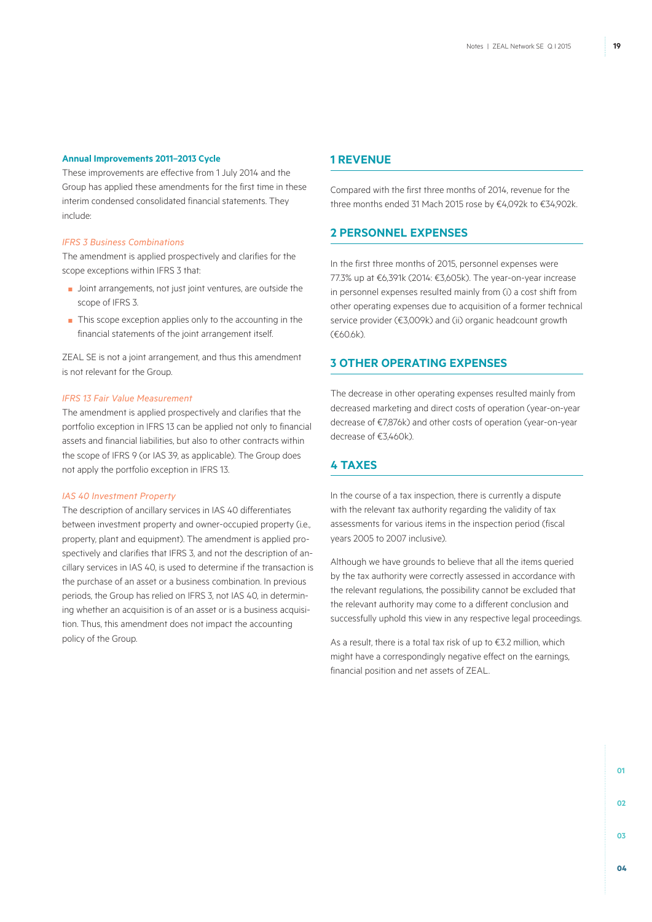**Annual Improvements 2011–2013 Cycle**

These improvements are effective from 1 July 2014 and the Group has applied these amendments for the first time in these interim condensed consolidated financial statements. They include:

*IFRS 3 Business Combinations*

The amendment is applied prospectively and clarifies for the scope exceptions within IFRS 3 that:

- Joint arrangements, not just joint ventures, are outside the scope of IFRS 3.
- This scope exception applies only to the accounting in the financial statements of the joint arrangement itself.

ZEAL SE is not a joint arrangement, and thus this amendment is not relevant for the Group.

*IFRS 13 Fair Value Measurement*

The amendment is applied prospectively and clarifies that the portfolio exception in IFRS 13 can be applied not only to financial assets and financial liabilities, but also to other contracts within the scope of IFRS 9 (or IAS 39, as applicable). The Group does not apply the portfolio exception in IFRS 13.

*IAS 40 Investment Property*

The description of ancillary services in IAS 40 differentiates between investment property and owner-occupied property (i.e., property, plant and equipment). The amendment is applied prospectively and clarifies that IFRS 3, and not the description of ancillary services in IAS 40, is used to determine if the transaction is the purchase of an asset or a business combination. In previous periods, the Group has relied on IFRS 3, not IAS 40, in determining whether an acquisition is of an asset or is a business acquisition. Thus, this amendment does not impact the accounting policy of the Group.

## 1 REVENUE

Compared with the first three months of 2014, revenue for the three months ended 31 Mach 2015 rose by €4,092k to €34,902k.

## 2 PERSONNEL EXPENSES

In the first three months of 2015, personnel expenses were 77.3% up at €6,391k (2014: €3,605k). The year-on-year increase in personnel expenses resulted mainly from (i) a cost shift from other operating expenses due to acquisition of a former technical service provider (€3,009k) and (ii) organic headcount growth (€60.6k).

## 3 OTHER OPERATING EXPENSES

The decrease in other operating expenses resulted mainly from decreased marketing and direct costs of operation (year-on-year decrease of €7,876k) and other costs of operation (year-on-year decrease of €3,460k).

## 4 TAXES

In the course of a tax inspection, there is currently a dispute with the relevant tax authority regarding the validity of tax assessments for various items in the inspection period (fiscal years 2005 to 2007 inclusive).

Although we have grounds to believe that all the items queried by the tax authority were correctly assessed in accordance with the relevant regulations, the possibility cannot be excluded that the relevant authority may come to a different conclusion and successfully uphold this view in any respective legal proceedings.

As a result, there is a total tax risk of up to €3.2 million, which might have a correspondingly negative effect on the earnings, financial position and net assets of ZEAL.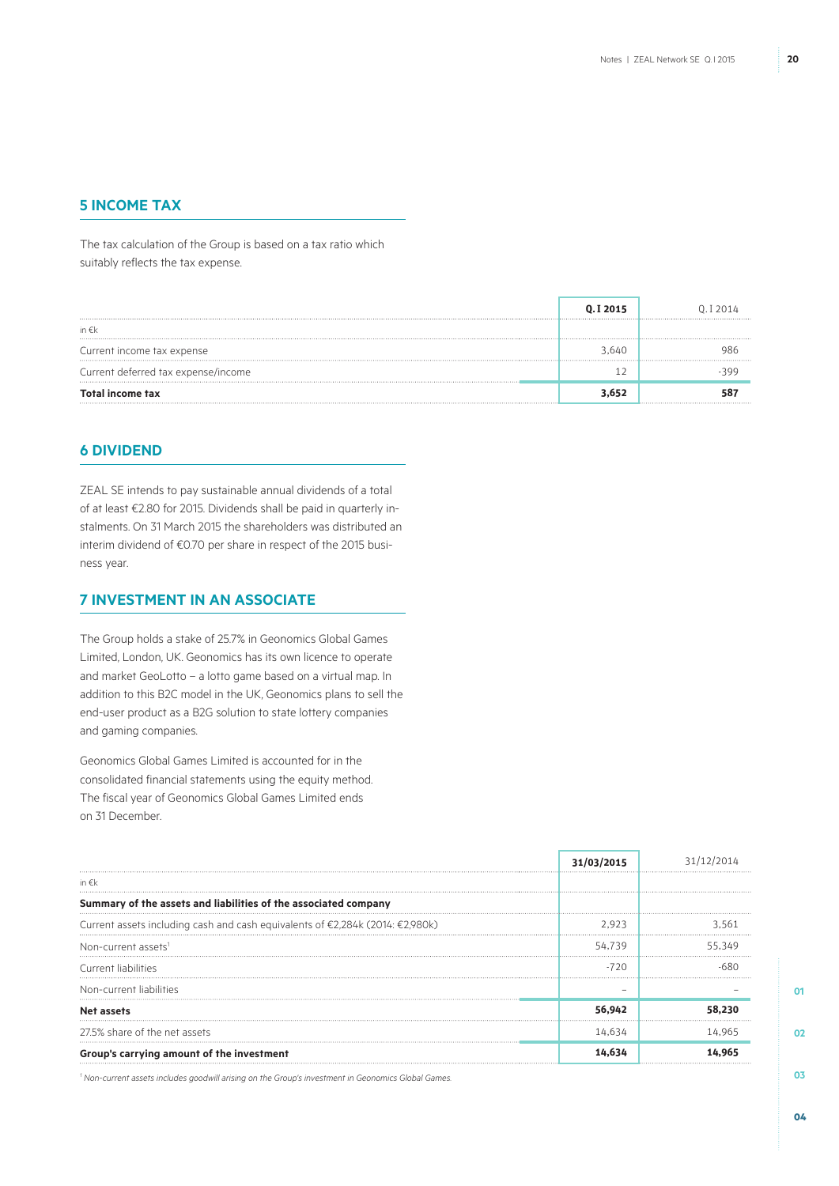## 5 INCOME TAX

The tax calculation of the Group is based on a tax ratio which suitably reflects the tax expense.

| | Q. I 2015 | Q. I 2014 |
|---|---|---|
| in €k | | |
| Current income tax expense | 3,640 | 986 |
| Current deferred tax expense/income | 12 | -399 |
| **Total income tax** | **3,652** | **587** |

## 6 DIVIDEND

ZEAL SE intends to pay sustainable annual dividends of a total of at least €2.80 for 2015. Dividends shall be paid in quarterly instalments. On 31 March 2015 the shareholders was distributed an interim dividend of €0.70 per share in respect of the 2015 business year.

## 7 INVESTMENT IN AN ASSOCIATE

The Group holds a stake of 25.7% in Geonomics Global Games Limited, London, UK. Geonomics has its own licence to operate and market GeoLotto – a lotto game based on a virtual map. In addition to this B2C model in the UK, Geonomics plans to sell the end-user product as a B2G solution to state lottery companies and gaming companies.

Geonomics Global Games Limited is accounted for in the consolidated financial statements using the equity method. The fiscal year of Geonomics Global Games Limited ends on 31 December.

| | 31/03/2015 | 31/12/2014 |
|---|---|---|
| in €k | | |
| **Summary of the assets and liabilities of the associated company** | | |
| Current assets including cash and cash equivalents of €2,284k (2014: €2,980k) | 2,923 | 3,561 |
| Non-current assets[1] | 54,739 | 55,349 |
| Current liabilities | -720 | -680 |
| Non-current liabilities | – | – |
| **Net assets** | **56,942** | **58,230** |
| 27.5% share of the net assets | 14,634 | 14,965 |
| **Group's carrying amount of the investment** | **14,634** | **14,965** |

[1] *Non-current assets includes goodwill arising on the Group's investment in Geonomics Global Games.*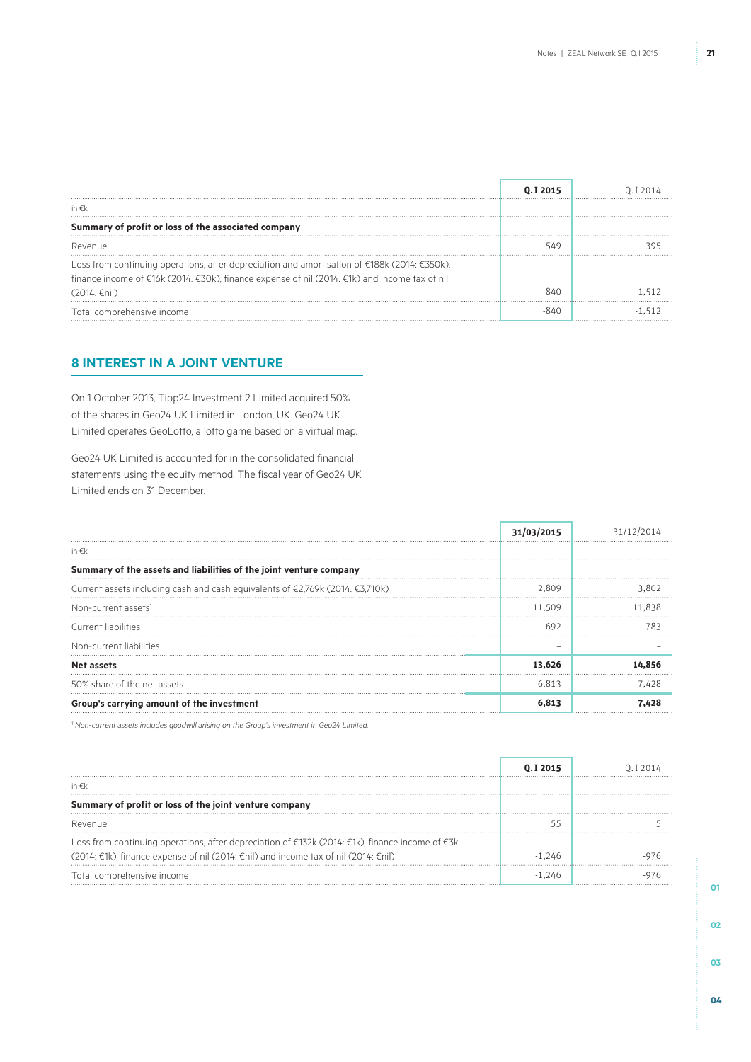| | **Q.I 2015** | Q.I 2014 |
|---|---|---|
| in €k | | |
| **Summary of profit or loss of the associated company** | | |
| Revenue | 549 | 395 |
| Loss from continuing operations, after depreciation and amortisation of €188k (2014: €350k), finance income of €16k (2014: €30k), finance expense of nil (2014: €1k) and income tax of nil (2014: €nil) | -840 | -1,512 |
| Total comprehensive income | -840 | -1,512 |

## 8 INTEREST IN A JOINT VENTURE

On 1 October 2013, Tipp24 Investment 2 Limited acquired 50% of the shares in Geo24 UK Limited in London, UK. Geo24 UK Limited operates GeoLotto, a lotto game based on a virtual map.

Geo24 UK Limited is accounted for in the consolidated financial statements using the equity method. The fiscal year of Geo24 UK Limited ends on 31 December.

| | **31/03/2015** | 31/12/2014 |
|---|---|---|
| in €k | | |
| **Summary of the assets and liabilities of the joint venture company** | | |
| Current assets including cash and cash equivalents of €2,769k (2014: €3,710k) | 2,809 | 3,802 |
| Non-current assets[1] | 11,509 | 11,838 |
| Current liabilities | -692 | -783 |
| Non-current liabilities | – | – |
| **Net assets** | **13,626** | **14,856** |
| 50% share of the net assets | 6,813 | 7,428 |
| **Group's carrying amount of the investment** | **6,813** | **7,428** |

[1] *Non-current assets includes goodwill arising on the Group's investment in Geo24 Limited.*

| | **Q.I 2015** | Q.I 2014 |
|---|---|---|
| in €k | | |
| **Summary of profit or loss of the joint venture company** | | |
| Revenue | 55 | 5 |
| Loss from continuing operations, after depreciation of €132k (2014: €1k), finance income of €3k (2014: €1k), finance expense of nil (2014: €nil) and income tax of nil (2014: €nil) | -1,246 | -976 |
| Total comprehensive income | -1,246 | -976 |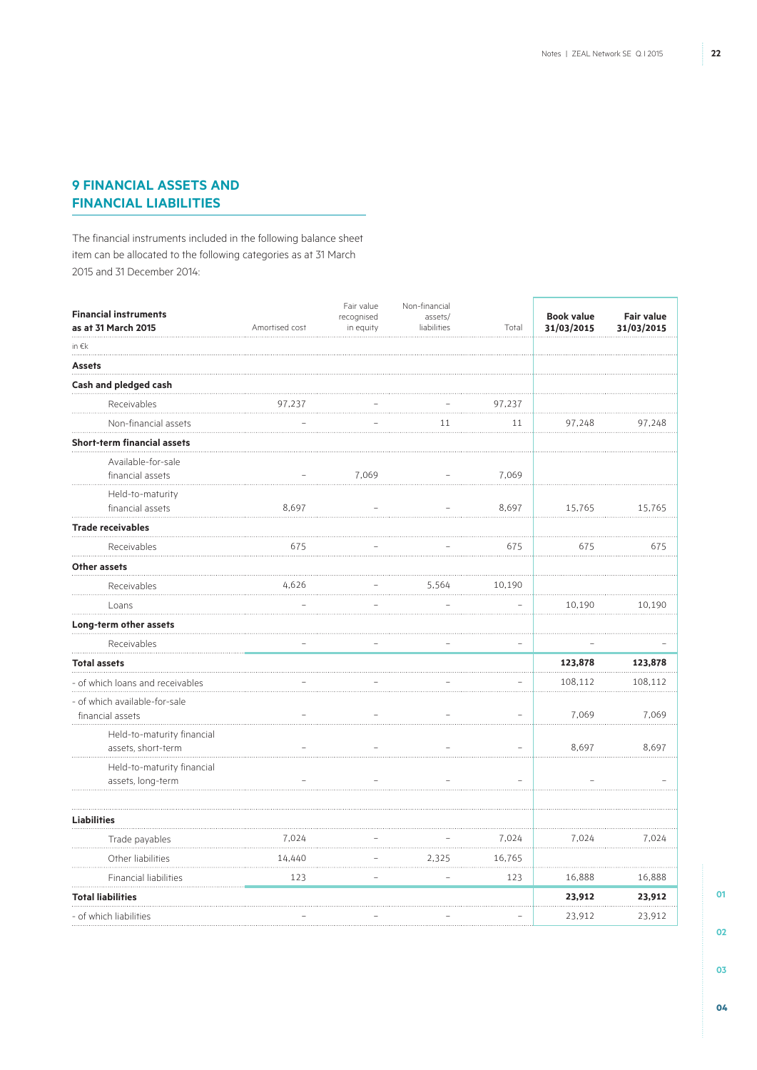## 9 FINANCIAL ASSETS AND FINANCIAL LIABILITIES

The financial instruments included in the following balance sheet item can be allocated to the following categories as at 31 March 2015 and 31 December 2014:

| Financial instruments as at 31 March 2015 | Amortised cost | Fair value recognised in equity | Non-financial assets/ liabilities | Total | Book value 31/03/2015 | Fair value 31/03/2015 |
|---|---|---|---|---|---|---|
| in €k | | | | | | |
| **Assets** | | | | | | |
| **Cash and pledged cash** | | | | | | |
| Receivables | 97,237 | – | – | 97,237 | | |
| Non-financial assets | – | – | 11 | 11 | 97,248 | 97,248 |
| **Short-term financial assets** | | | | | | |
| Available-for-sale financial assets | – | 7,069 | – | 7,069 | | |
| Held-to-maturity financial assets | 8,697 | – | – | 8,697 | 15,765 | 15,765 |
| **Trade receivables** | | | | | | |
| Receivables | 675 | – | – | 675 | 675 | 675 |
| **Other assets** | | | | | | |
| Receivables | 4,626 | – | 5,564 | 10,190 | | |
| Loans | – | – | – | – | 10,190 | 10,190 |
| **Long-term other assets** | | | | | | |
| Receivables | – | – | – | – | – | – |
| **Total assets** | | | | | **123,878** | **123,878** |
| - of which loans and receivables | – | – | – | – | 108,112 | 108,112 |
| - of which available-for-sale financial assets | – | – | – | – | 7,069 | 7,069 |
| Held-to-maturity financial assets, short-term | – | – | – | – | 8,697 | 8,697 |
| Held-to-maturity financial assets, long-term | – | – | – | – | – | – |
| **Liabilities** | | | | | | |
| Trade payables | 7,024 | – | – | 7,024 | 7,024 | 7,024 |
| Other liabilities | 14,440 | – | 2,325 | 16,765 | | |
| Financial liabilities | 123 | – | – | 123 | 16,888 | 16,888 |
| **Total liabilities** | | | | | **23,912** | **23,912** |
| - of which liabilities | – | – | – | – | 23,912 | 23,912 |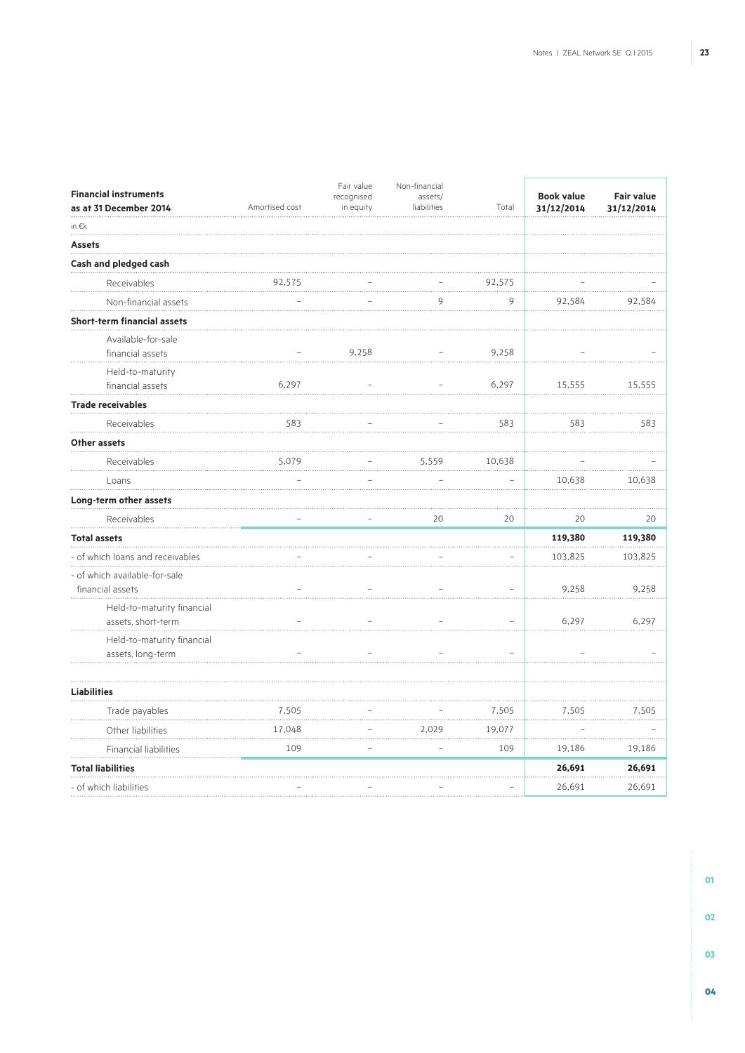| Financial instruments as at 31 December 2014 | Amortised cost | Fair value recognised in equity | Non-financial assets/ liabilities | Total | Book value 31/12/2014 | Fair value 31/12/2014 |
|---|---|---|---|---|---|---|
| in €k | | | | | | |
| **Assets** | | | | | | |
| **Cash and pledged cash** | | | | | | |
| Receivables | 92,575 | – | – | 92,575 | – | – |
| Non-financial assets | – | – | 9 | 9 | 92,584 | 92,584 |
| **Short-term financial assets** | | | | | | |
| Available-for-sale financial assets | – | 9,258 | – | 9,258 | – | – |
| Held-to-maturity financial assets | 6,297 | – | – | 6,297 | 15,555 | 15,555 |
| **Trade receivables** | | | | | | |
| Receivables | 583 | – | – | 583 | 583 | 583 |
| **Other assets** | | | | | | |
| Receivables | 5,079 | – | 5,559 | 10,638 | – | – |
| Loans | – | – | – | – | 10,638 | 10,638 |
| **Long-term other assets** | | | | | | |
| Receivables | – | – | 20 | 20 | 20 | 20 |
| **Total assets** | | | | | **119,380** | **119,380** |
| - of which loans and receivables | – | – | – | – | 103,825 | 103,825 |
| - of which available-for-sale financial assets | – | – | – | – | 9,258 | 9,258 |
| Held-to-maturity financial assets, short-term | – | – | – | – | 6,297 | 6,297 |
| Held-to-maturity financial assets, long-term | – | – | – | – | – | – |
| | | | | | | |
| **Liabilities** | | | | | | |
| Trade payables | 7,505 | – | – | 7,505 | 7,505 | 7,505 |
| Other liabilities | 17,048 | – | 2,029 | 19,077 | – | – |
| Financial liabilities | 109 | – | – | 109 | 19,186 | 19,186 |
| **Total liabilities** | | | | | **26,691** | **26,691** |
| - of which liabilities | – | – | – | – | 26,691 | 26,691 |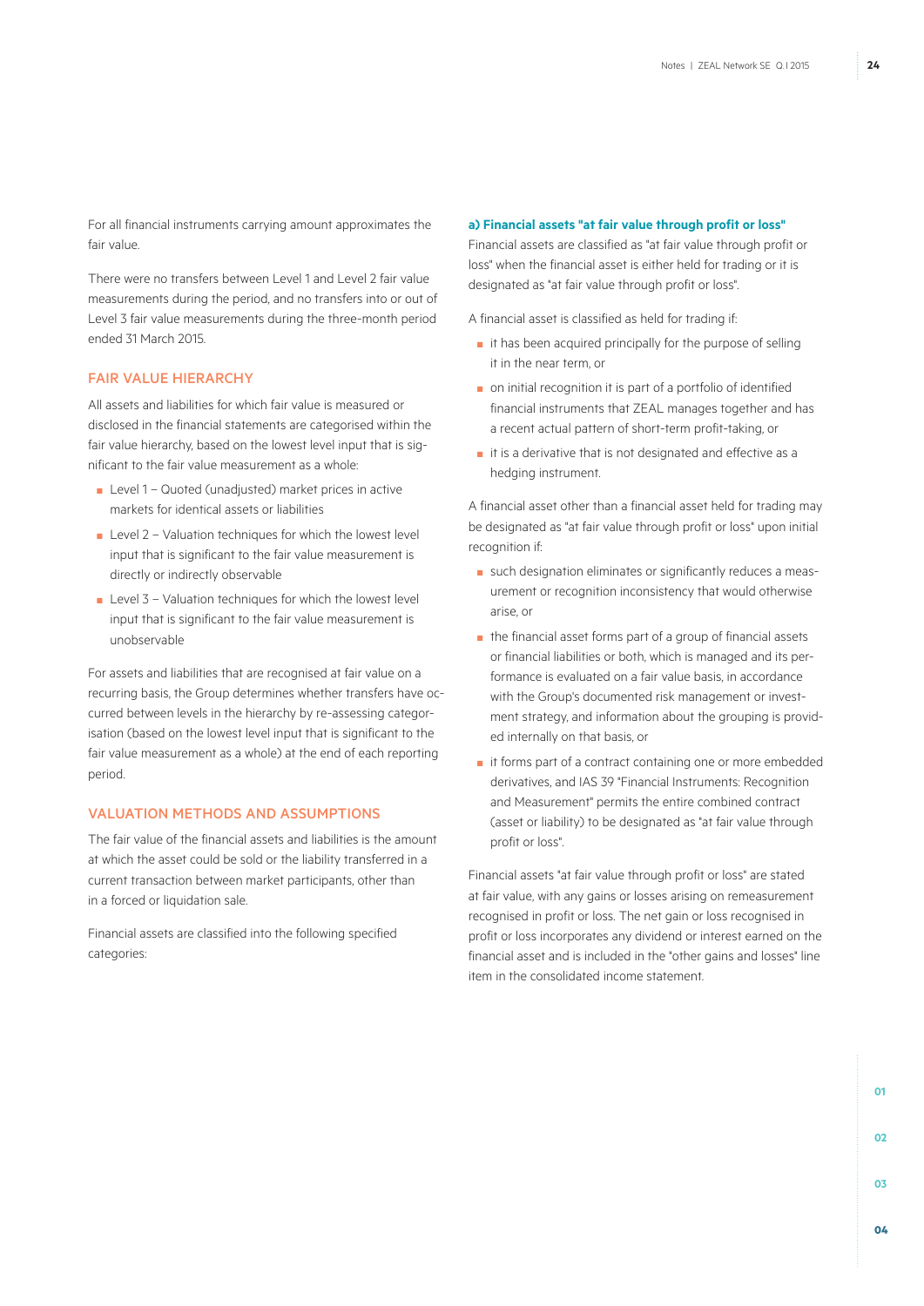For all financial instruments carrying amount approximates the fair value.

There were no transfers between Level 1 and Level 2 fair value measurements during the period, and no transfers into or out of Level 3 fair value measurements during the three-month period ended 31 March 2015.

## FAIR VALUE HIERARCHY

All assets and liabilities for which fair value is measured or disclosed in the financial statements are categorised within the fair value hierarchy, based on the lowest level input that is significant to the fair value measurement as a whole:

- Level 1 – Quoted (unadjusted) market prices in active markets for identical assets or liabilities
- Level 2 – Valuation techniques for which the lowest level input that is significant to the fair value measurement is directly or indirectly observable
- Level 3 – Valuation techniques for which the lowest level input that is significant to the fair value measurement is unobservable

For assets and liabilities that are recognised at fair value on a recurring basis, the Group determines whether transfers have occurred between levels in the hierarchy by re-assessing categorisation (based on the lowest level input that is significant to the fair value measurement as a whole) at the end of each reporting period.

## VALUATION METHODS AND ASSUMPTIONS

The fair value of the financial assets and liabilities is the amount at which the asset could be sold or the liability transferred in a current transaction between market participants, other than in a forced or liquidation sale.

Financial assets are classified into the following specified categories:

**a) Financial assets "at fair value through profit or loss"**

Financial assets are classified as "at fair value through profit or loss" when the financial asset is either held for trading or it is designated as "at fair value through profit or loss".

A financial asset is classified as held for trading if:

- it has been acquired principally for the purpose of selling it in the near term, or
- on initial recognition it is part of a portfolio of identified financial instruments that ZEAL manages together and has a recent actual pattern of short-term profit-taking, or
- it is a derivative that is not designated and effective as a hedging instrument.

A financial asset other than a financial asset held for trading may be designated as "at fair value through profit or loss" upon initial recognition if:

- such designation eliminates or significantly reduces a measurement or recognition inconsistency that would otherwise arise, or
- the financial asset forms part of a group of financial assets or financial liabilities or both, which is managed and its performance is evaluated on a fair value basis, in accordance with the Group's documented risk management or investment strategy, and information about the grouping is provided internally on that basis, or
- it forms part of a contract containing one or more embedded derivatives, and IAS 39 "Financial Instruments: Recognition and Measurement" permits the entire combined contract (asset or liability) to be designated as "at fair value through profit or loss".

Financial assets "at fair value through profit or loss" are stated at fair value, with any gains or losses arising on remeasurement recognised in profit or loss. The net gain or loss recognised in profit or loss incorporates any dividend or interest earned on the financial asset and is included in the "other gains and losses" line item in the consolidated income statement.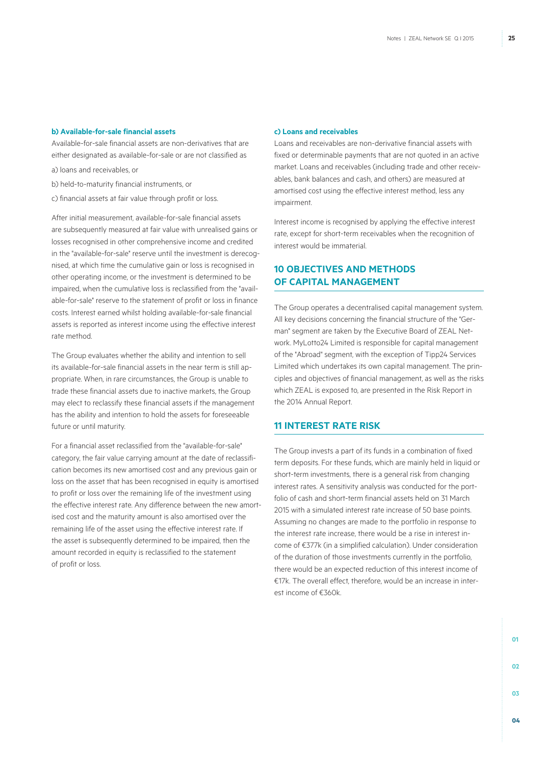#### b) Available-for-sale financial assets

Available-for-sale financial assets are non-derivatives that are either designated as available-for-sale or are not classified as

a) loans and receivables, or

b) held-to-maturity financial instruments, or

c) financial assets at fair value through profit or loss.

After initial measurement, available-for-sale financial assets are subsequently measured at fair value with unrealised gains or losses recognised in other comprehensive income and credited in the "available-for-sale" reserve until the investment is derecognised, at which time the cumulative gain or loss is recognised in other operating income, or the investment is determined to be impaired, when the cumulative loss is reclassified from the "available-for-sale" reserve to the statement of profit or loss in finance costs. Interest earned whilst holding available-for-sale financial assets is reported as interest income using the effective interest rate method.

The Group evaluates whether the ability and intention to sell its available-for-sale financial assets in the near term is still appropriate. When, in rare circumstances, the Group is unable to trade these financial assets due to inactive markets, the Group may elect to reclassify these financial assets if the management has the ability and intention to hold the assets for foreseeable future or until maturity.

For a financial asset reclassified from the "available-for-sale" category, the fair value carrying amount at the date of reclassification becomes its new amortised cost and any previous gain or loss on the asset that has been recognised in equity is amortised to profit or loss over the remaining life of the investment using the effective interest rate. Any difference between the new amortised cost and the maturity amount is also amortised over the remaining life of the asset using the effective interest rate. If the asset is subsequently determined to be impaired, then the amount recorded in equity is reclassified to the statement of profit or loss.

#### c) Loans and receivables

Loans and receivables are non-derivative financial assets with fixed or determinable payments that are not quoted in an active market. Loans and receivables (including trade and other receivables, bank balances and cash, and others) are measured at amortised cost using the effective interest method, less any impairment.

Interest income is recognised by applying the effective interest rate, except for short-term receivables when the recognition of interest would be immaterial.

## 10 OBJECTIVES AND METHODS OF CAPITAL MANAGEMENT

The Group operates a decentralised capital management system. All key decisions concerning the financial structure of the "German" segment are taken by the Executive Board of ZEAL Network. MyLotto24 Limited is responsible for capital management of the "Abroad" segment, with the exception of Tipp24 Services Limited which undertakes its own capital management. The principles and objectives of financial management, as well as the risks which ZEAL is exposed to, are presented in the Risk Report in the 2014 Annual Report.

## 11 INTEREST RATE RISK

The Group invests a part of its funds in a combination of fixed term deposits. For these funds, which are mainly held in liquid or short-term investments, there is a general risk from changing interest rates. A sensitivity analysis was conducted for the portfolio of cash and short-term financial assets held on 31 March 2015 with a simulated interest rate increase of 50 base points. Assuming no changes are made to the portfolio in response to the interest rate increase, there would be a rise in interest income of €377k (in a simplified calculation). Under consideration of the duration of those investments currently in the portfolio, there would be an expected reduction of this interest income of €17k. The overall effect, therefore, would be an increase in interest income of €360k.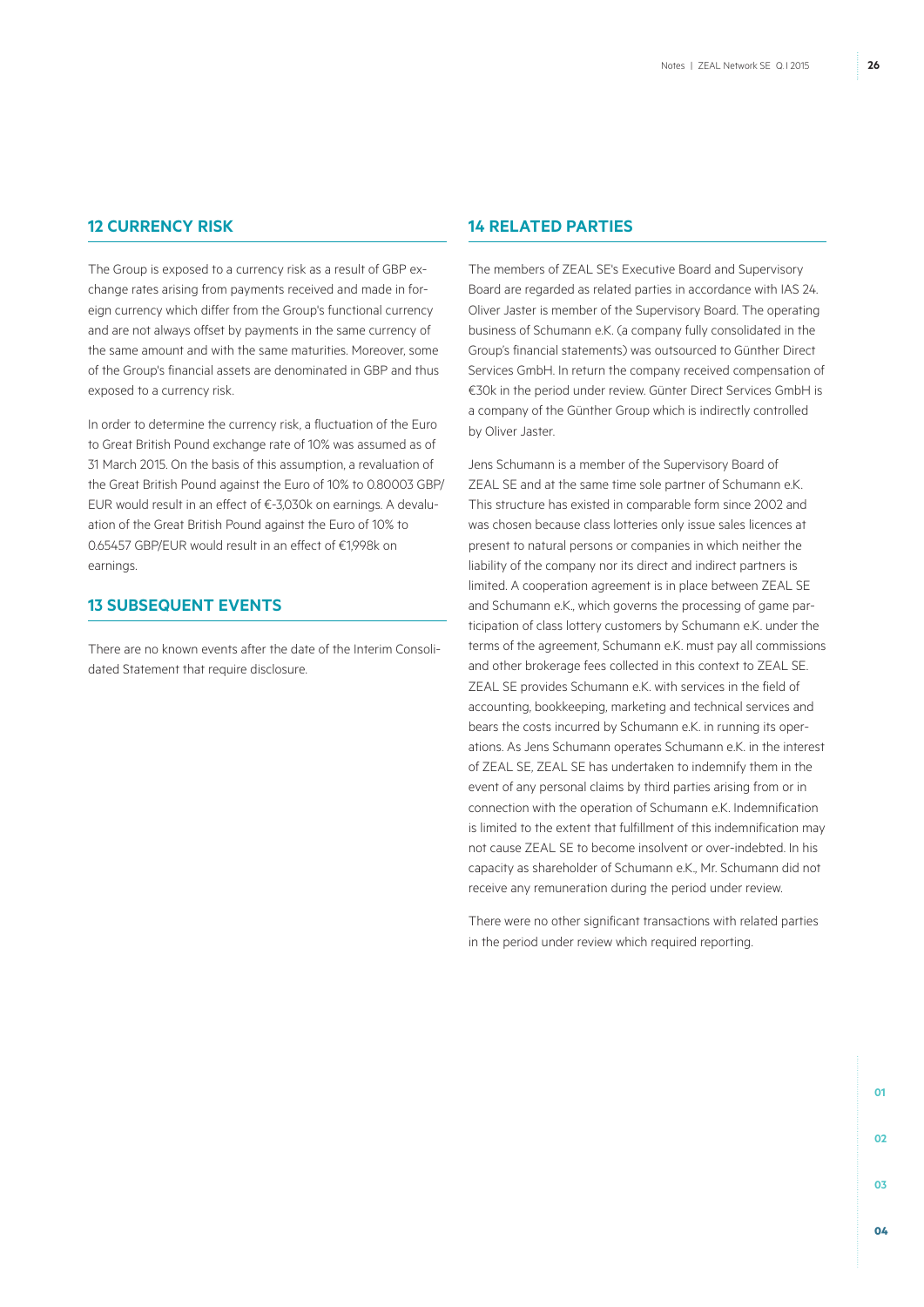## 12 CURRENCY RISK

The Group is exposed to a currency risk as a result of GBP exchange rates arising from payments received and made in foreign currency which differ from the Group's functional currency and are not always offset by payments in the same currency of the same amount and with the same maturities. Moreover, some of the Group's financial assets are denominated in GBP and thus exposed to a currency risk.

In order to determine the currency risk, a fluctuation of the Euro to Great British Pound exchange rate of 10% was assumed as of 31 March 2015. On the basis of this assumption, a revaluation of the Great British Pound against the Euro of 10% to 0.80003 GBP/EUR would result in an effect of €-3,030k on earnings. A devaluation of the Great British Pound against the Euro of 10% to 0.65457 GBP/EUR would result in an effect of €1,998k on earnings.

## 13 SUBSEQUENT EVENTS

There are no known events after the date of the Interim Consolidated Statement that require disclosure.

## 14 RELATED PARTIES

The members of ZEAL SE's Executive Board and Supervisory Board are regarded as related parties in accordance with IAS 24. Oliver Jaster is member of the Supervisory Board. The operating business of Schumann e.K. (a company fully consolidated in the Group's financial statements) was outsourced to Günther Direct Services GmbH. In return the company received compensation of €30k in the period under review. Günter Direct Services GmbH is a company of the Günther Group which is indirectly controlled by Oliver Jaster.

Jens Schumann is a member of the Supervisory Board of ZEAL SE and at the same time sole partner of Schumann e.K. This structure has existed in comparable form since 2002 and was chosen because class lotteries only issue sales licences at present to natural persons or companies in which neither the liability of the company nor its direct and indirect partners is limited. A cooperation agreement is in place between ZEAL SE and Schumann e.K., which governs the processing of game participation of class lottery customers by Schumann e.K. under the terms of the agreement, Schumann e.K. must pay all commissions and other brokerage fees collected in this context to ZEAL SE. ZEAL SE provides Schumann e.K. with services in the field of accounting, bookkeeping, marketing and technical services and bears the costs incurred by Schumann e.K. in running its operations. As Jens Schumann operates Schumann e.K. in the interest of ZEAL SE, ZEAL SE has undertaken to indemnify them in the event of any personal claims by third parties arising from or in connection with the operation of Schumann e.K. Indemnification is limited to the extent that fulfillment of this indemnification may not cause ZEAL SE to become insolvent or over-indebted. In his capacity as shareholder of Schumann e.K., Mr. Schumann did not receive any remuneration during the period under review.

There were no other significant transactions with related parties in the period under review which required reporting.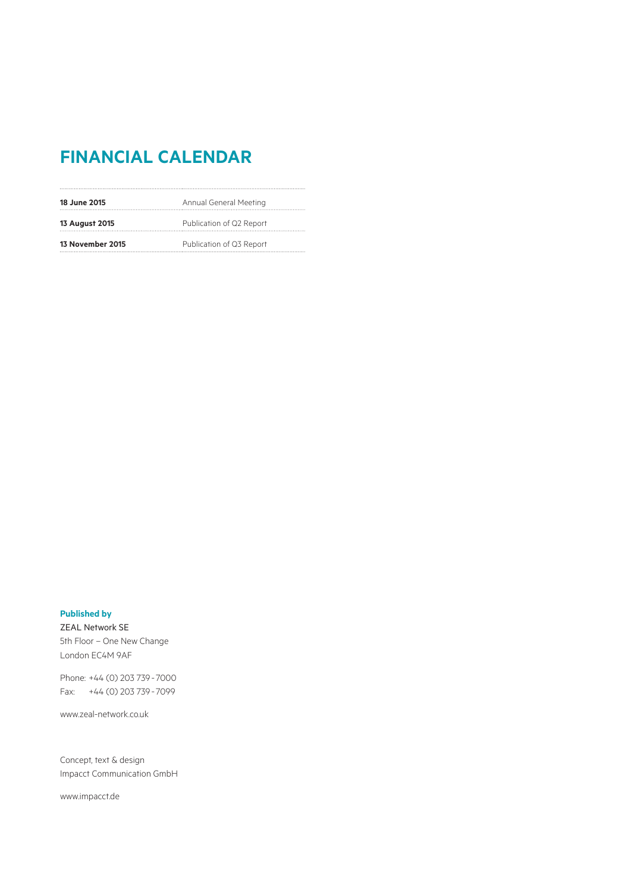# FINANCIAL CALENDAR

| | |
|---|---|
| **18 June 2015** | Annual General Meeting |
| **13 August 2015** | Publication of Q2 Report |
| **13 November 2015** | Publication of Q3 Report |

**Published by**

ZEAL Network SE
5th Floor – One New Change
London EC4M 9AF

Phone: +44 (0) 203 739 - 7000
Fax: +44 (0) 203 739 - 7099

www.zeal-network.co.uk

Concept, text & design
Impacct Communication GmbH

www.impacct.de